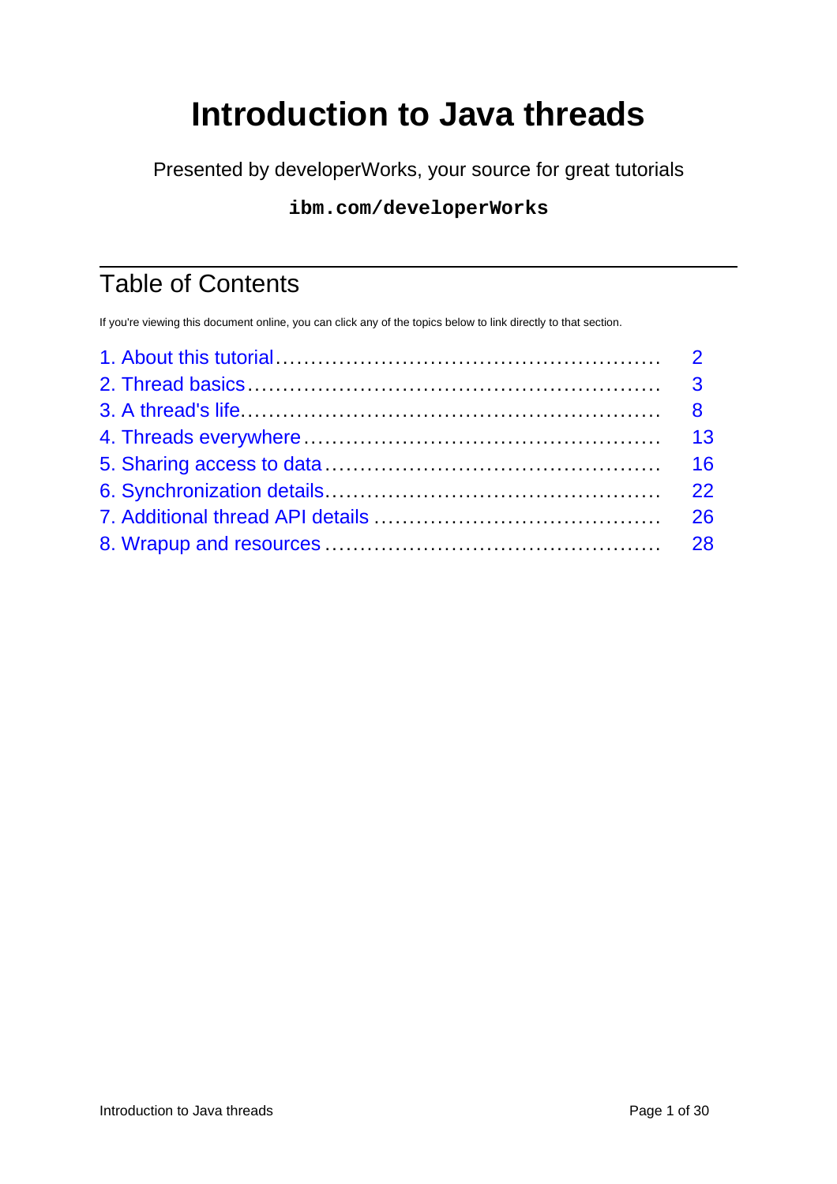# Introduction to Java threads

Presented by developerWorks, your source for great tutorials

**`ibm.com/developerWorks`**

## Table of Contents

If you're viewing this document online, you can click any of the topics below to link directly to that section.

1. About this tutorial ....................................................... 2
2. Thread basics ............................................................ 3
3. A thread's life............................................................ 8
4. Threads everywhere .................................................... 13
5. Sharing access to data ................................................ 16
6. Synchronization details................................................. 22
7. Additional thread API details ......................................... 26
8. Wrapup and resources .................................................. 28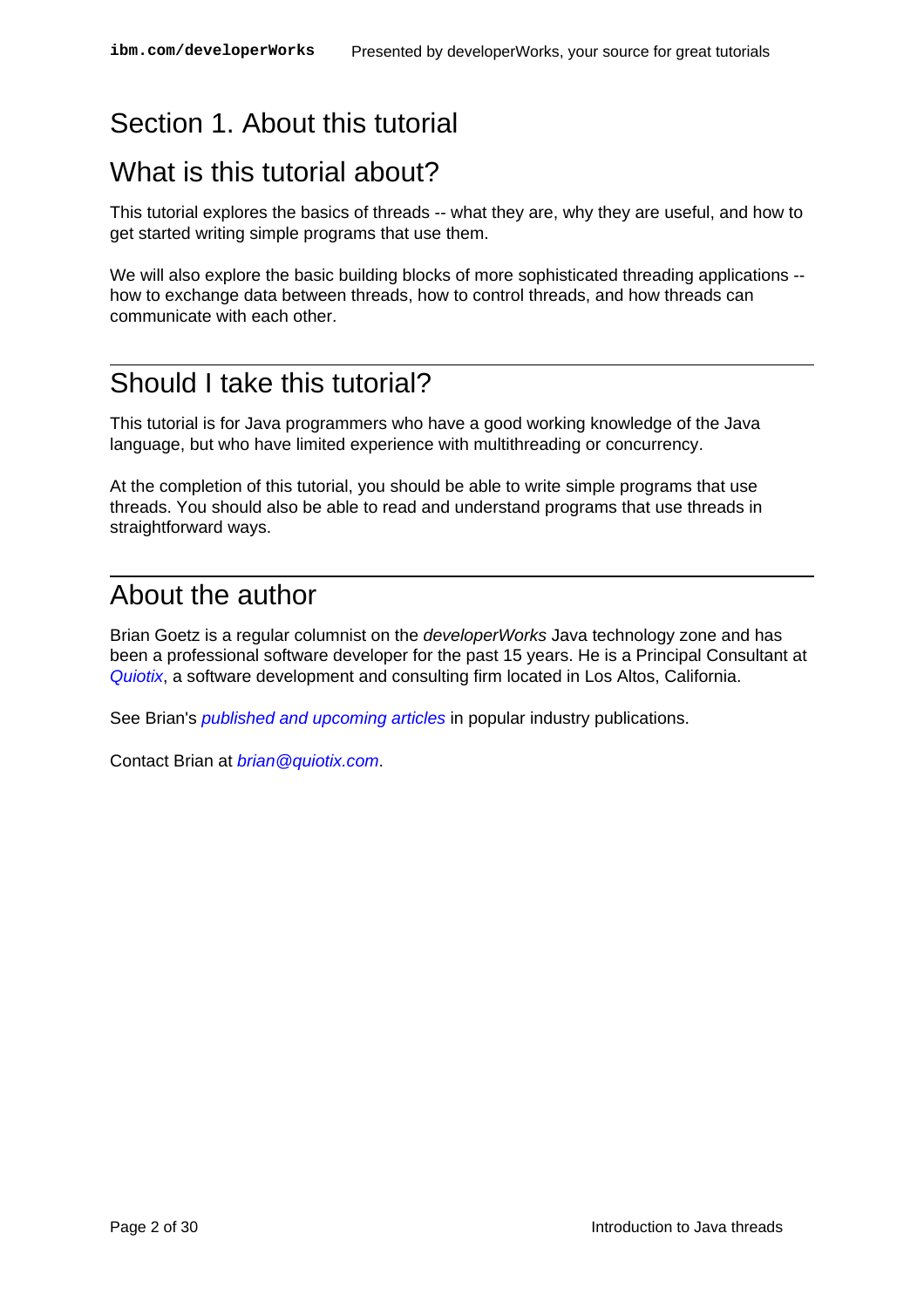# Section 1. About this tutorial

## What is this tutorial about?

This tutorial explores the basics of threads -- what they are, why they are useful, and how to get started writing simple programs that use them.

We will also explore the basic building blocks of more sophisticated threading applications -- how to exchange data between threads, how to control threads, and how threads can communicate with each other.

## Should I take this tutorial?

This tutorial is for Java programmers who have a good working knowledge of the Java language, but who have limited experience with multithreading or concurrency.

At the completion of this tutorial, you should be able to write simple programs that use threads. You should also be able to read and understand programs that use threads in straightforward ways.

## About the author

Brian Goetz is a regular columnist on the *developerWorks* Java technology zone and has been a professional software developer for the past 15 years. He is a Principal Consultant at *Quiotix*, a software development and consulting firm located in Los Altos, California.

See Brian's *published and upcoming articles* in popular industry publications.

Contact Brian at *brian@quiotix.com*.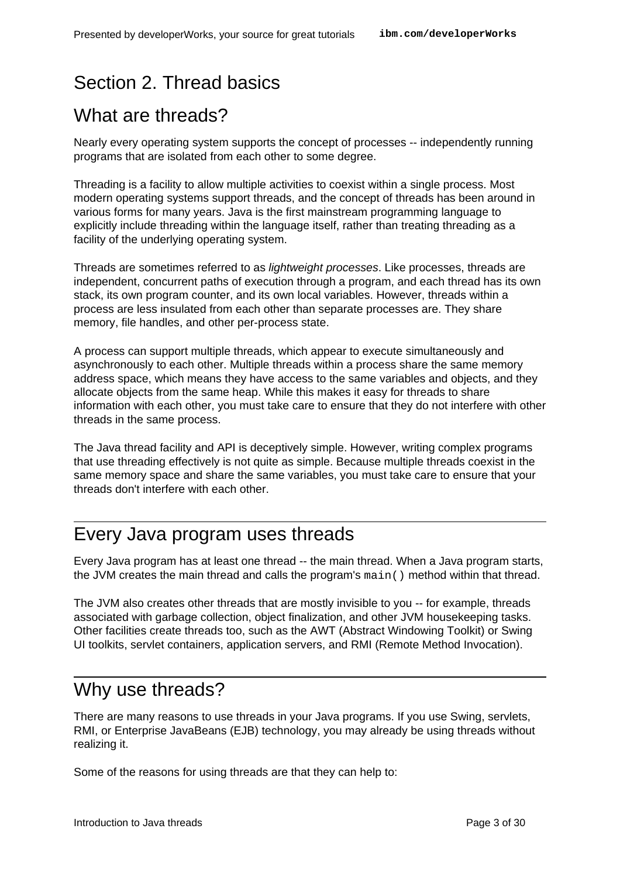# Section 2. Thread basics

## What are threads?

Nearly every operating system supports the concept of processes -- independently running programs that are isolated from each other to some degree.

Threading is a facility to allow multiple activities to coexist within a single process. Most modern operating systems support threads, and the concept of threads has been around in various forms for many years. Java is the first mainstream programming language to explicitly include threading within the language itself, rather than treating threading as a facility of the underlying operating system.

Threads are sometimes referred to as *lightweight processes*. Like processes, threads are independent, concurrent paths of execution through a program, and each thread has its own stack, its own program counter, and its own local variables. However, threads within a process are less insulated from each other than separate processes are. They share memory, file handles, and other per-process state.

A process can support multiple threads, which appear to execute simultaneously and asynchronously to each other. Multiple threads within a process share the same memory address space, which means they have access to the same variables and objects, and they allocate objects from the same heap. While this makes it easy for threads to share information with each other, you must take care to ensure that they do not interfere with other threads in the same process.

The Java thread facility and API is deceptively simple. However, writing complex programs that use threading effectively is not quite as simple. Because multiple threads coexist in the same memory space and share the same variables, you must take care to ensure that your threads don't interfere with each other.

## Every Java program uses threads

Every Java program has at least one thread -- the main thread. When a Java program starts, the JVM creates the main thread and calls the program's `main()` method within that thread.

The JVM also creates other threads that are mostly invisible to you -- for example, threads associated with garbage collection, object finalization, and other JVM housekeeping tasks. Other facilities create threads too, such as the AWT (Abstract Windowing Toolkit) or Swing UI toolkits, servlet containers, application servers, and RMI (Remote Method Invocation).

## Why use threads?

There are many reasons to use threads in your Java programs. If you use Swing, servlets, RMI, or Enterprise JavaBeans (EJB) technology, you may already be using threads without realizing it.

Some of the reasons for using threads are that they can help to: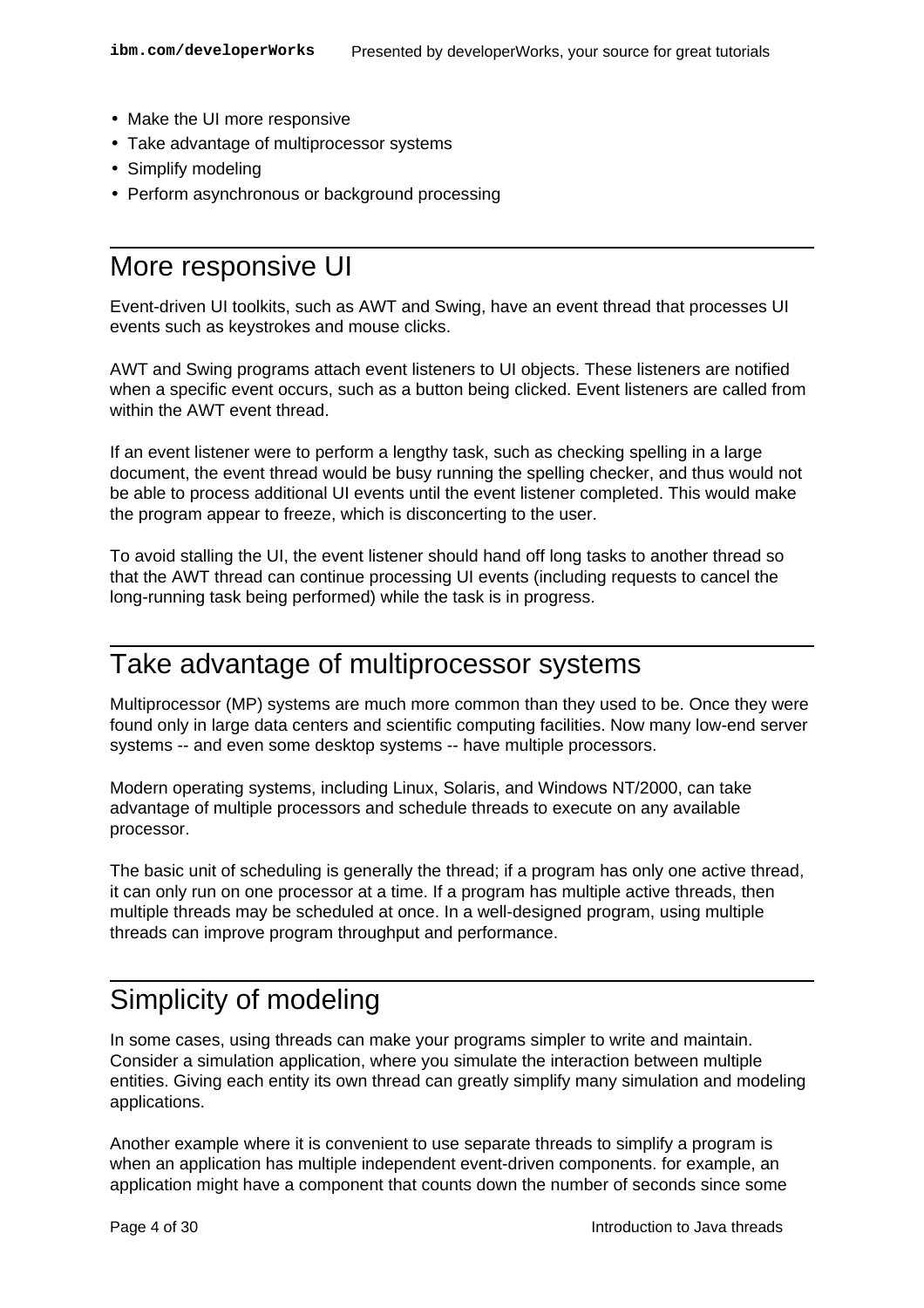- Make the UI more responsive
- Take advantage of multiprocessor systems
- Simplify modeling
- Perform asynchronous or background processing

## More responsive UI

Event-driven UI toolkits, such as AWT and Swing, have an event thread that processes UI events such as keystrokes and mouse clicks.

AWT and Swing programs attach event listeners to UI objects. These listeners are notified when a specific event occurs, such as a button being clicked. Event listeners are called from within the AWT event thread.

If an event listener were to perform a lengthy task, such as checking spelling in a large document, the event thread would be busy running the spelling checker, and thus would not be able to process additional UI events until the event listener completed. This would make the program appear to freeze, which is disconcerting to the user.

To avoid stalling the UI, the event listener should hand off long tasks to another thread so that the AWT thread can continue processing UI events (including requests to cancel the long-running task being performed) while the task is in progress.

## Take advantage of multiprocessor systems

Multiprocessor (MP) systems are much more common than they used to be. Once they were found only in large data centers and scientific computing facilities. Now many low-end server systems -- and even some desktop systems -- have multiple processors.

Modern operating systems, including Linux, Solaris, and Windows NT/2000, can take advantage of multiple processors and schedule threads to execute on any available processor.

The basic unit of scheduling is generally the thread; if a program has only one active thread, it can only run on one processor at a time. If a program has multiple active threads, then multiple threads may be scheduled at once. In a well-designed program, using multiple threads can improve program throughput and performance.

## Simplicity of modeling

In some cases, using threads can make your programs simpler to write and maintain. Consider a simulation application, where you simulate the interaction between multiple entities. Giving each entity its own thread can greatly simplify many simulation and modeling applications.

Another example where it is convenient to use separate threads to simplify a program is when an application has multiple independent event-driven components. for example, an application might have a component that counts down the number of seconds since some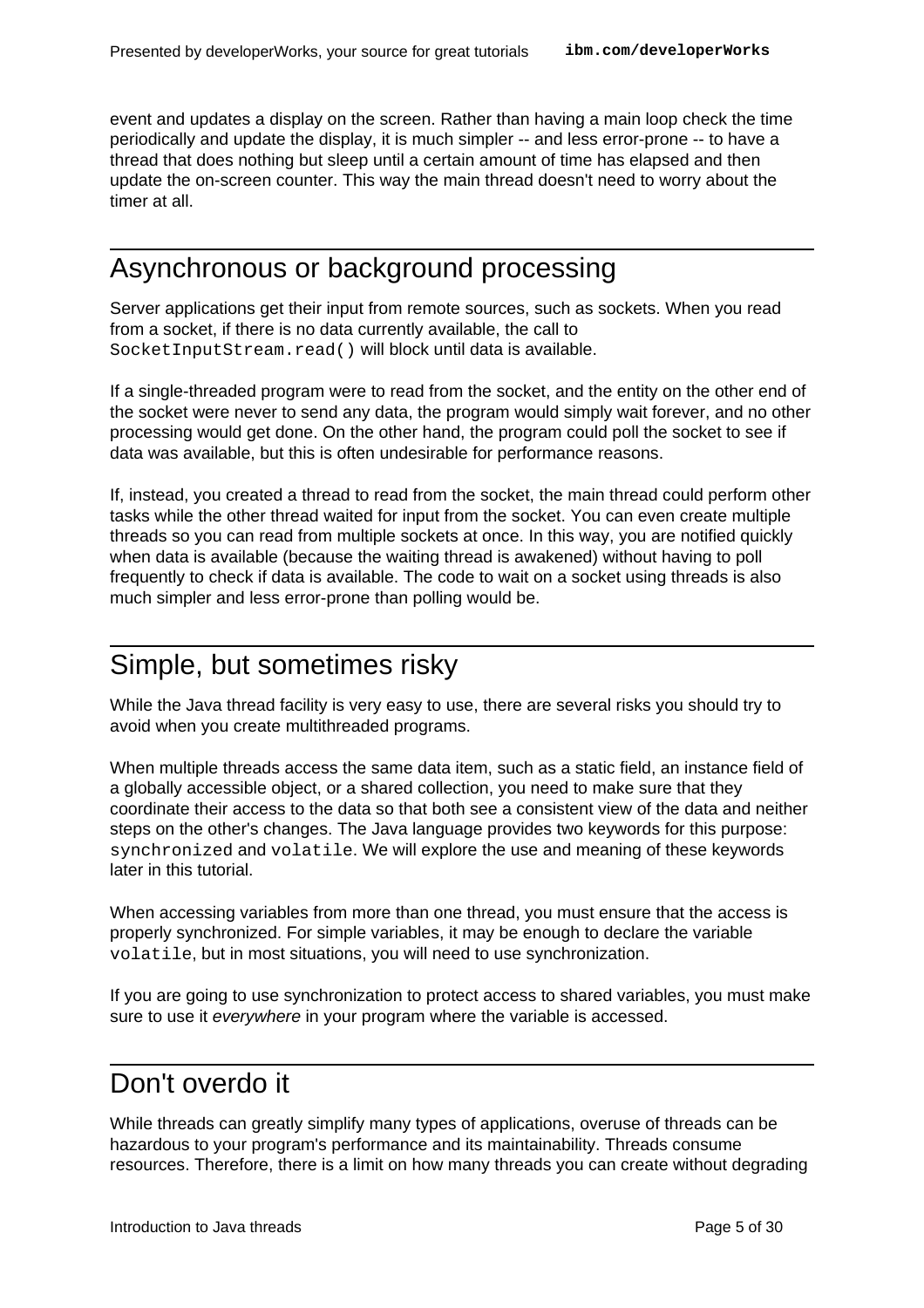event and updates a display on the screen. Rather than having a main loop check the time periodically and update the display, it is much simpler -- and less error-prone -- to have a thread that does nothing but sleep until a certain amount of time has elapsed and then update the on-screen counter. This way the main thread doesn't need to worry about the timer at all.

## Asynchronous or background processing

Server applications get their input from remote sources, such as sockets. When you read from a socket, if there is no data currently available, the call to `SocketInputStream.read()` will block until data is available.

If a single-threaded program were to read from the socket, and the entity on the other end of the socket were never to send any data, the program would simply wait forever, and no other processing would get done. On the other hand, the program could poll the socket to see if data was available, but this is often undesirable for performance reasons.

If, instead, you created a thread to read from the socket, the main thread could perform other tasks while the other thread waited for input from the socket. You can even create multiple threads so you can read from multiple sockets at once. In this way, you are notified quickly when data is available (because the waiting thread is awakened) without having to poll frequently to check if data is available. The code to wait on a socket using threads is also much simpler and less error-prone than polling would be.

## Simple, but sometimes risky

While the Java thread facility is very easy to use, there are several risks you should try to avoid when you create multithreaded programs.

When multiple threads access the same data item, such as a static field, an instance field of a globally accessible object, or a shared collection, you need to make sure that they coordinate their access to the data so that both see a consistent view of the data and neither steps on the other's changes. The Java language provides two keywords for this purpose: `synchronized` and `volatile`. We will explore the use and meaning of these keywords later in this tutorial.

When accessing variables from more than one thread, you must ensure that the access is properly synchronized. For simple variables, it may be enough to declare the variable `volatile`, but in most situations, you will need to use synchronization.

If you are going to use synchronization to protect access to shared variables, you must make sure to use it *everywhere* in your program where the variable is accessed.

## Don't overdo it

While threads can greatly simplify many types of applications, overuse of threads can be hazardous to your program's performance and its maintainability. Threads consume resources. Therefore, there is a limit on how many threads you can create without degrading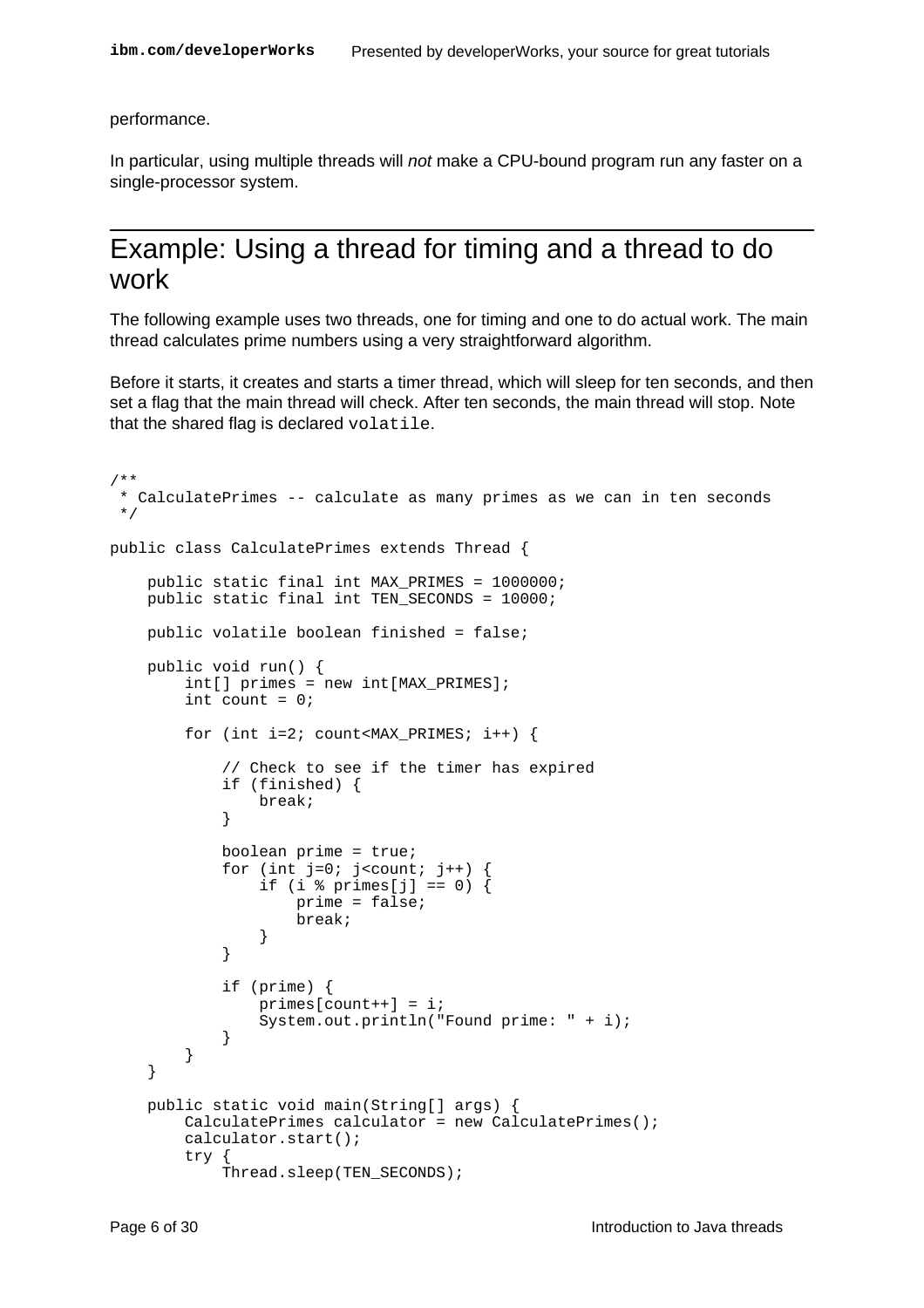performance.

In particular, using multiple threads will *not* make a CPU-bound program run any faster on a single-processor system.

## Example: Using a thread for timing and a thread to do work

The following example uses two threads, one for timing and one to do actual work. The main thread calculates prime numbers using a very straightforward algorithm.

Before it starts, it creates and starts a timer thread, which will sleep for ten seconds, and then set a flag that the main thread will check. After ten seconds, the main thread will stop. Note that the shared flag is declared `volatile`.

```
/**
 * CalculatePrimes -- calculate as many primes as we can in ten seconds
 */

public class CalculatePrimes extends Thread {

    public static final int MAX_PRIMES = 1000000;
    public static final int TEN_SECONDS = 10000;

    public volatile boolean finished = false;

    public void run() {
        int[] primes = new int[MAX_PRIMES];
        int count = 0;

        for (int i=2; count<MAX_PRIMES; i++) {

            // Check to see if the timer has expired
            if (finished) {
                break;
            }

            boolean prime = true;
            for (int j=0; j<count; j++) {
                if (i % primes[j] == 0) {
                    prime = false;
                    break;
                }
            }

            if (prime) {
                primes[count++] = i;
                System.out.println("Found prime: " + i);
            }
        }
    }

    public static void main(String[] args) {
        CalculatePrimes calculator = new CalculatePrimes();
        calculator.start();
        try {
            Thread.sleep(TEN_SECONDS);
```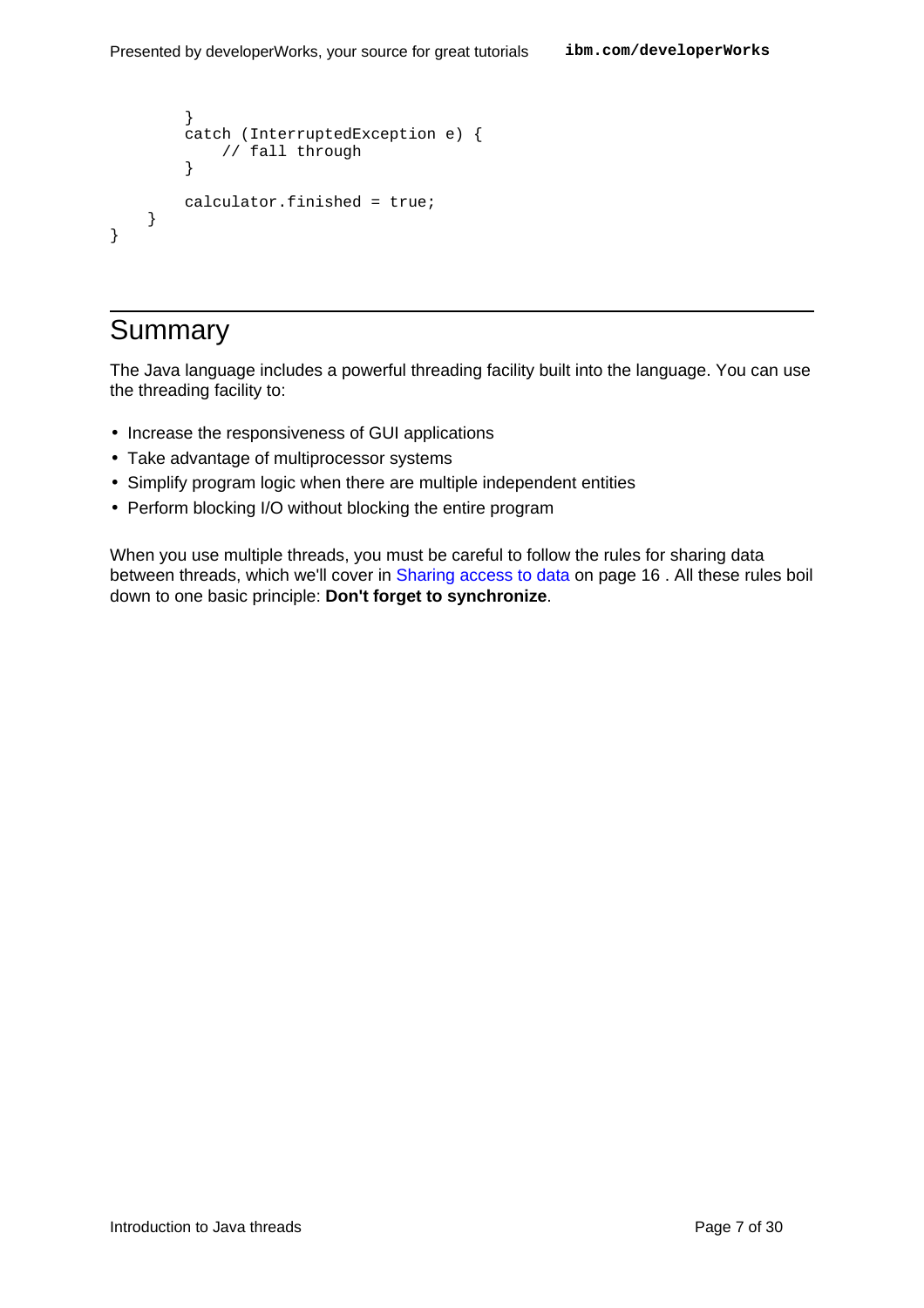```
        }
        catch (InterruptedException e) {
            // fall through
        }

        calculator.finished = true;
    }
}
```

## Summary

The Java language includes a powerful threading facility built into the language. You can use the threading facility to:

- Increase the responsiveness of GUI applications
- Take advantage of multiprocessor systems
- Simplify program logic when there are multiple independent entities
- Perform blocking I/O without blocking the entire program

When you use multiple threads, you must be careful to follow the rules for sharing data between threads, which we'll cover in Sharing access to data on page 16 . All these rules boil down to one basic principle: **Don't forget to synchronize**.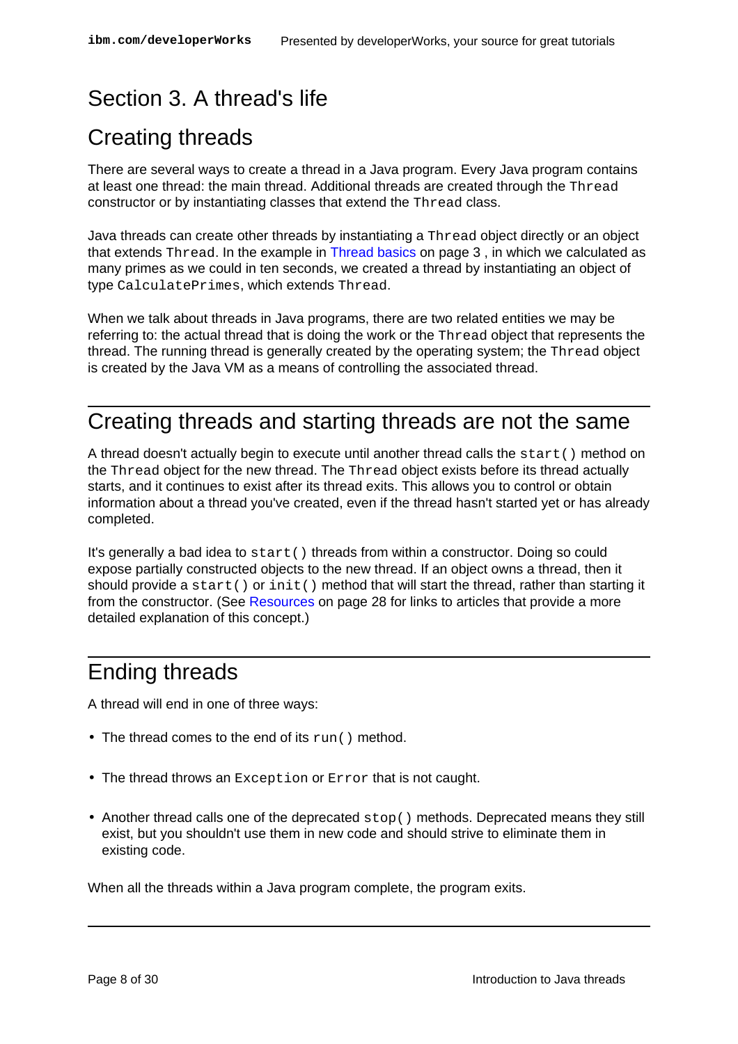# Section 3. A thread's life

## Creating threads

There are several ways to create a thread in a Java program. Every Java program contains at least one thread: the main thread. Additional threads are created through the `Thread` constructor or by instantiating classes that extend the `Thread` class.

Java threads can create other threads by instantiating a `Thread` object directly or an object that extends `Thread`. In the example in Thread basics on page 3 , in which we calculated as many primes as we could in ten seconds, we created a thread by instantiating an object of type `CalculatePrimes`, which extends `Thread`.

When we talk about threads in Java programs, there are two related entities we may be referring to: the actual thread that is doing the work or the `Thread` object that represents the thread. The running thread is generally created by the operating system; the `Thread` object is created by the Java VM as a means of controlling the associated thread.

## Creating threads and starting threads are not the same

A thread doesn't actually begin to execute until another thread calls the `start()` method on the `Thread` object for the new thread. The `Thread` object exists before its thread actually starts, and it continues to exist after its thread exits. This allows you to control or obtain information about a thread you've created, even if the thread hasn't started yet or has already completed.

It's generally a bad idea to `start()` threads from within a constructor. Doing so could expose partially constructed objects to the new thread. If an object owns a thread, then it should provide a `start()` or `init()` method that will start the thread, rather than starting it from the constructor. (See Resources on page 28 for links to articles that provide a more detailed explanation of this concept.)

## Ending threads

A thread will end in one of three ways:

- The thread comes to the end of its `run()` method.
- The thread throws an `Exception` or `Error` that is not caught.
- Another thread calls one of the deprecated `stop()` methods. Deprecated means they still exist, but you shouldn't use them in new code and should strive to eliminate them in existing code.

When all the threads within a Java program complete, the program exits.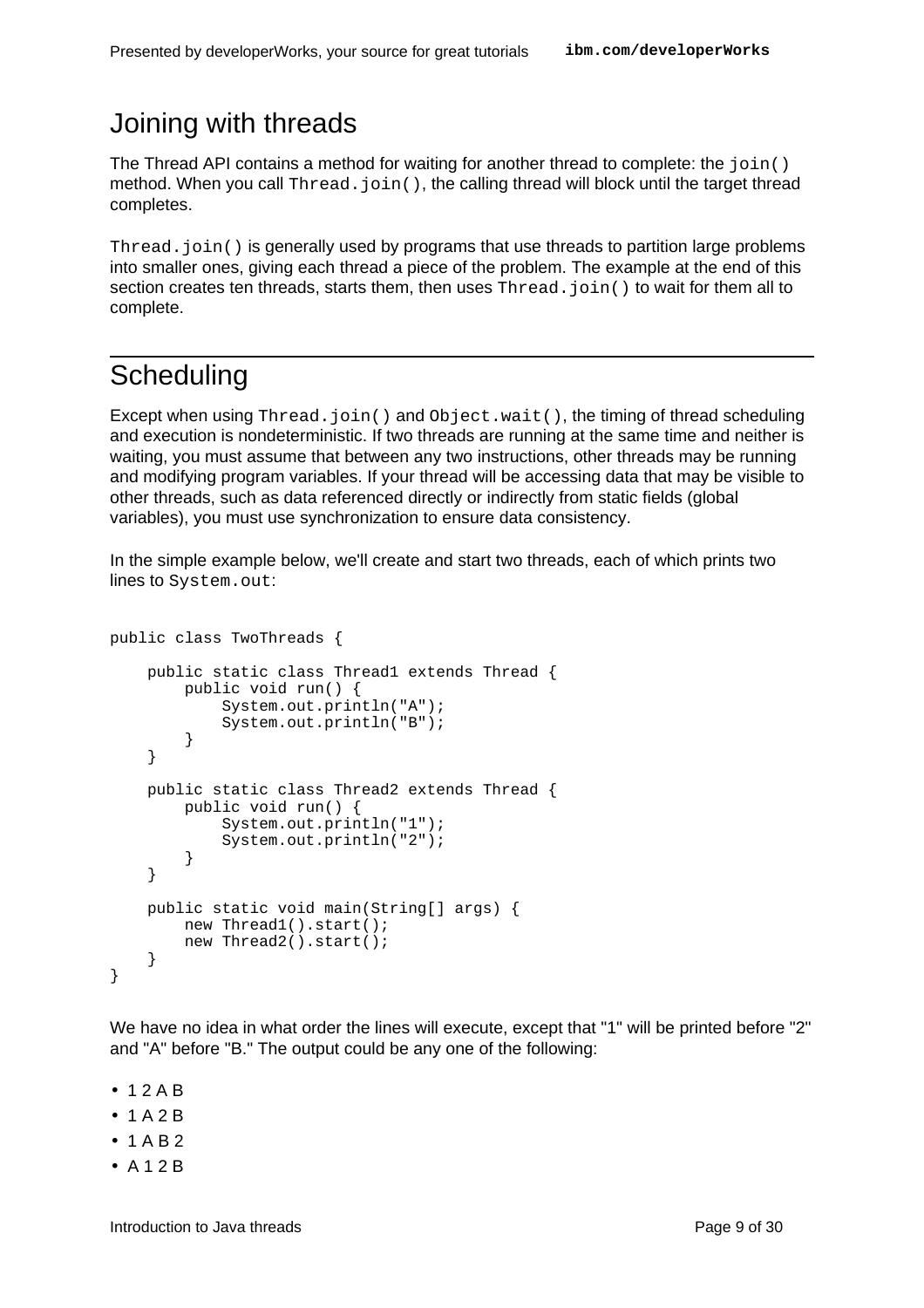## Joining with threads

The Thread API contains a method for waiting for another thread to complete: the `join()` method. When you call `Thread.join()`, the calling thread will block until the target thread completes.

`Thread.join()` is generally used by programs that use threads to partition large problems into smaller ones, giving each thread a piece of the problem. The example at the end of this section creates ten threads, starts them, then uses `Thread.join()` to wait for them all to complete.

## Scheduling

Except when using `Thread.join()` and `Object.wait()`, the timing of thread scheduling and execution is nondeterministic. If two threads are running at the same time and neither is waiting, you must assume that between any two instructions, other threads may be running and modifying program variables. If your thread will be accessing data that may be visible to other threads, such as data referenced directly or indirectly from static fields (global variables), you must use synchronization to ensure data consistency.

In the simple example below, we'll create and start two threads, each of which prints two lines to `System.out`:

```
public class TwoThreads {

    public static class Thread1 extends Thread {
        public void run() {
            System.out.println("A");
            System.out.println("B");
        }
    }

    public static class Thread2 extends Thread {
        public void run() {
            System.out.println("1");
            System.out.println("2");
        }
    }

    public static void main(String[] args) {
        new Thread1().start();
        new Thread2().start();
    }
}
```

We have no idea in what order the lines will execute, except that "1" will be printed before "2" and "A" before "B." The output could be any one of the following:

- 1 2 A B
- 1 A 2 B
- 1 A B 2
- A 1 2 B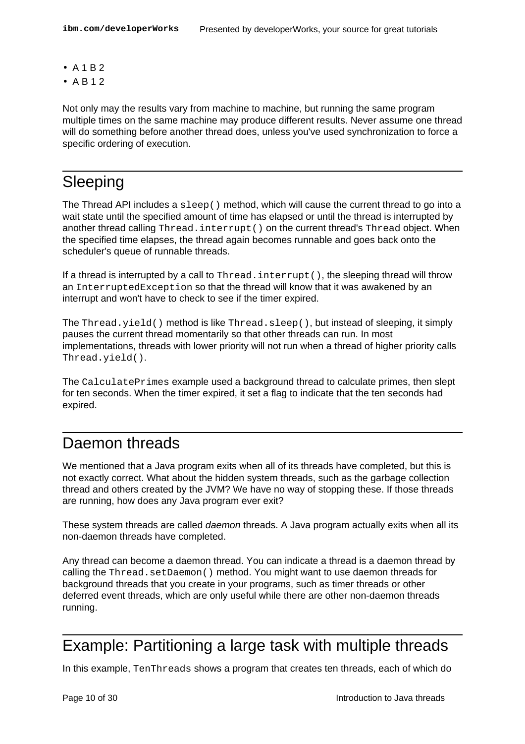- A 1 B 2
- A B 1 2

Not only may the results vary from machine to machine, but running the same program multiple times on the same machine may produce different results. Never assume one thread will do something before another thread does, unless you've used synchronization to force a specific ordering of execution.

## Sleeping

The Thread API includes a `sleep()` method, which will cause the current thread to go into a wait state until the specified amount of time has elapsed or until the thread is interrupted by another thread calling `Thread.interrupt()` on the current thread's `Thread` object. When the specified time elapses, the thread again becomes runnable and goes back onto the scheduler's queue of runnable threads.

If a thread is interrupted by a call to `Thread.interrupt()`, the sleeping thread will throw an `InterruptedException` so that the thread will know that it was awakened by an interrupt and won't have to check to see if the timer expired.

The `Thread.yield()` method is like `Thread.sleep()`, but instead of sleeping, it simply pauses the current thread momentarily so that other threads can run. In most implementations, threads with lower priority will not run when a thread of higher priority calls `Thread.yield()`.

The `CalculatePrimes` example used a background thread to calculate primes, then slept for ten seconds. When the timer expired, it set a flag to indicate that the ten seconds had expired.

## Daemon threads

We mentioned that a Java program exits when all of its threads have completed, but this is not exactly correct. What about the hidden system threads, such as the garbage collection thread and others created by the JVM? We have no way of stopping these. If those threads are running, how does any Java program ever exit?

These system threads are called *daemon* threads. A Java program actually exits when all its non-daemon threads have completed.

Any thread can become a daemon thread. You can indicate a thread is a daemon thread by calling the `Thread.setDaemon()` method. You might want to use daemon threads for background threads that you create in your programs, such as timer threads or other deferred event threads, which are only useful while there are other non-daemon threads running.

## Example: Partitioning a large task with multiple threads

In this example, `TenThreads` shows a program that creates ten threads, each of which do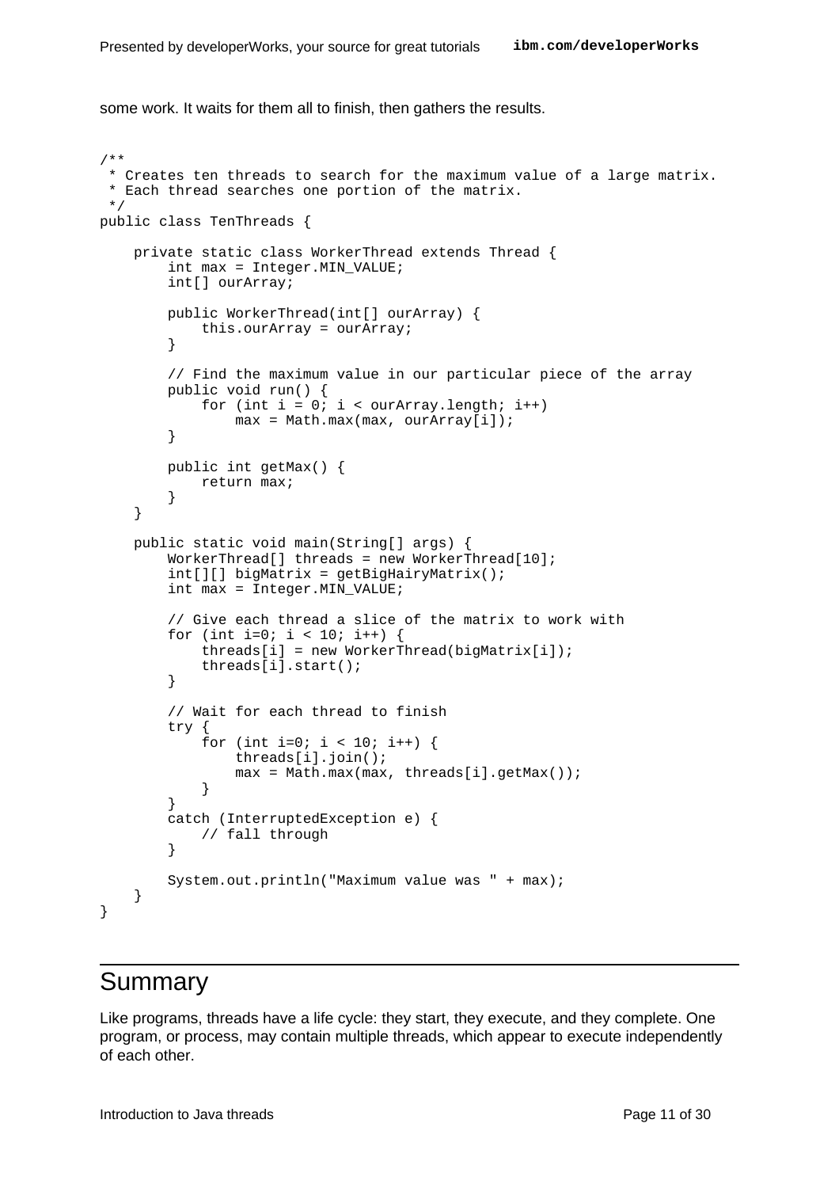some work. It waits for them all to finish, then gathers the results.

```
/**
 * Creates ten threads to search for the maximum value of a large matrix.
 * Each thread searches one portion of the matrix.
 */
public class TenThreads {

    private static class WorkerThread extends Thread {
        int max = Integer.MIN_VALUE;
        int[] ourArray;

        public WorkerThread(int[] ourArray) {
            this.ourArray = ourArray;
        }

        // Find the maximum value in our particular piece of the array
        public void run() {
            for (int i = 0; i < ourArray.length; i++)
                max = Math.max(max, ourArray[i]);
        }

        public int getMax() {
            return max;
        }
    }

    public static void main(String[] args) {
        WorkerThread[] threads = new WorkerThread[10];
        int[][] bigMatrix = getBigHairyMatrix();
        int max = Integer.MIN_VALUE;

        // Give each thread a slice of the matrix to work with
        for (int i=0; i < 10; i++) {
            threads[i] = new WorkerThread(bigMatrix[i]);
            threads[i].start();
        }

        // Wait for each thread to finish
        try {
            for (int i=0; i < 10; i++) {
                threads[i].join();
                max = Math.max(max, threads[i].getMax());
            }
        }
        catch (InterruptedException e) {
            // fall through
        }

        System.out.println("Maximum value was " + max);
    }
}
```

## Summary

Like programs, threads have a life cycle: they start, they execute, and they complete. One program, or process, may contain multiple threads, which appear to execute independently of each other.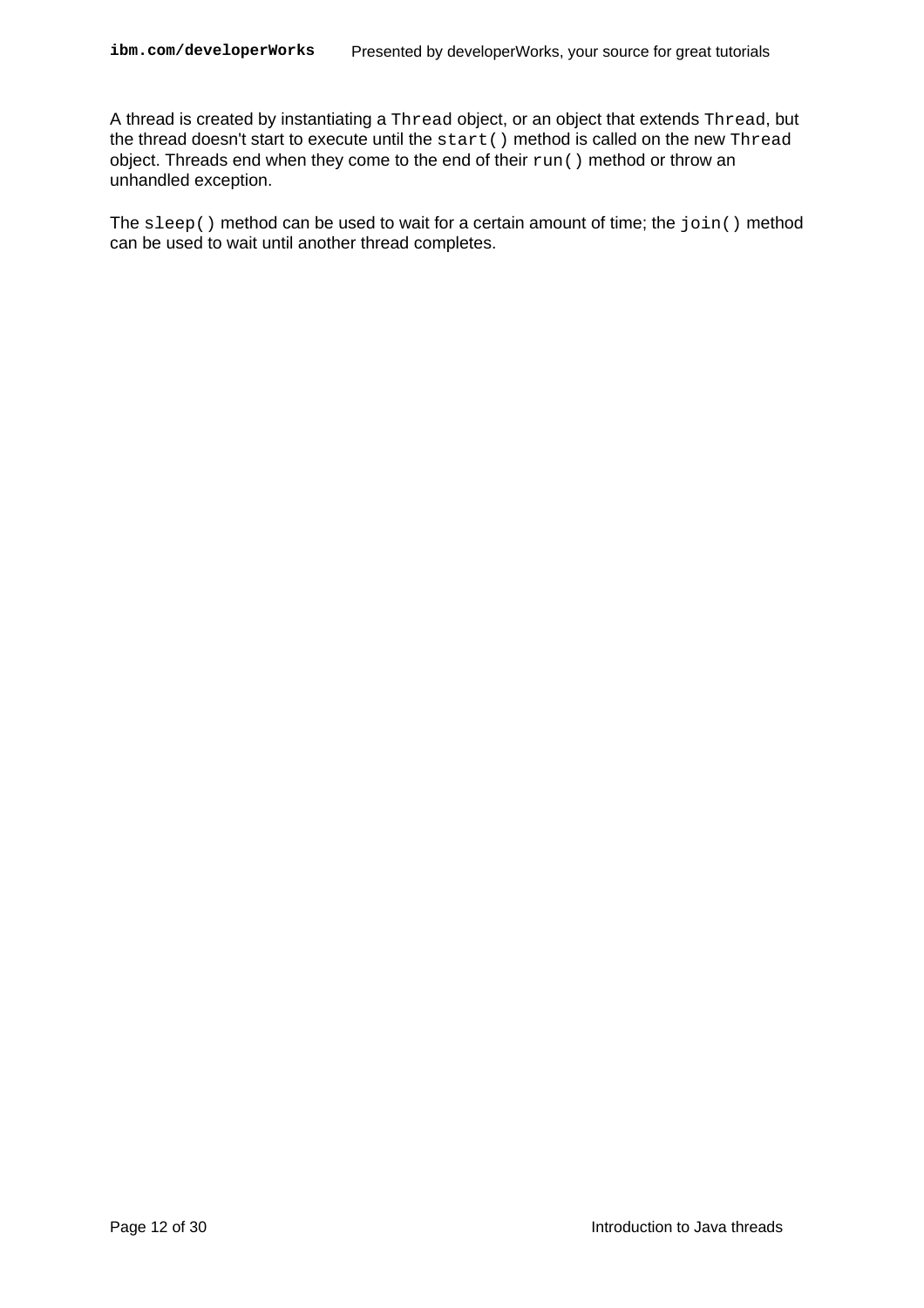A thread is created by instantiating a `Thread` object, or an object that extends `Thread`, but the thread doesn't start to execute until the `start()` method is called on the new `Thread` object. Threads end when they come to the end of their `run()` method or throw an unhandled exception.

The `sleep()` method can be used to wait for a certain amount of time; the `join()` method can be used to wait until another thread completes.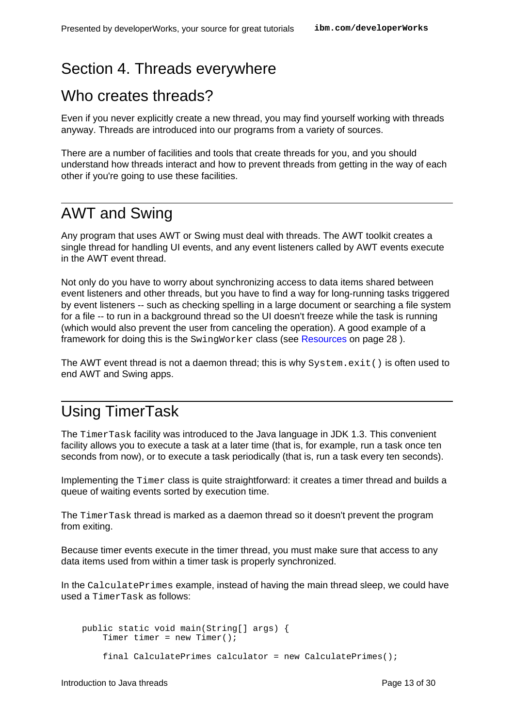# Section 4. Threads everywhere

## Who creates threads?

Even if you never explicitly create a new thread, you may find yourself working with threads anyway. Threads are introduced into our programs from a variety of sources.

There are a number of facilities and tools that create threads for you, and you should understand how threads interact and how to prevent threads from getting in the way of each other if you're going to use these facilities.

## AWT and Swing

Any program that uses AWT or Swing must deal with threads. The AWT toolkit creates a single thread for handling UI events, and any event listeners called by AWT events execute in the AWT event thread.

Not only do you have to worry about synchronizing access to data items shared between event listeners and other threads, but you have to find a way for long-running tasks triggered by event listeners -- such as checking spelling in a large document or searching a file system for a file -- to run in a background thread so the UI doesn't freeze while the task is running (which would also prevent the user from canceling the operation). A good example of a framework for doing this is the `SwingWorker` class (see Resources on page 28 ).

The AWT event thread is not a daemon thread; this is why `System.exit()` is often used to end AWT and Swing apps.

## Using TimerTask

The `TimerTask` facility was introduced to the Java language in JDK 1.3. This convenient facility allows you to execute a task at a later time (that is, for example, run a task once ten seconds from now), or to execute a task periodically (that is, run a task every ten seconds).

Implementing the `Timer` class is quite straightforward: it creates a timer thread and builds a queue of waiting events sorted by execution time.

The `TimerTask` thread is marked as a daemon thread so it doesn't prevent the program from exiting.

Because timer events execute in the timer thread, you must make sure that access to any data items used from within a timer task is properly synchronized.

In the `CalculatePrimes` example, instead of having the main thread sleep, we could have used a `TimerTask` as follows:

```
public static void main(String[] args) {
    Timer timer = new Timer();

    final CalculatePrimes calculator = new CalculatePrimes();
```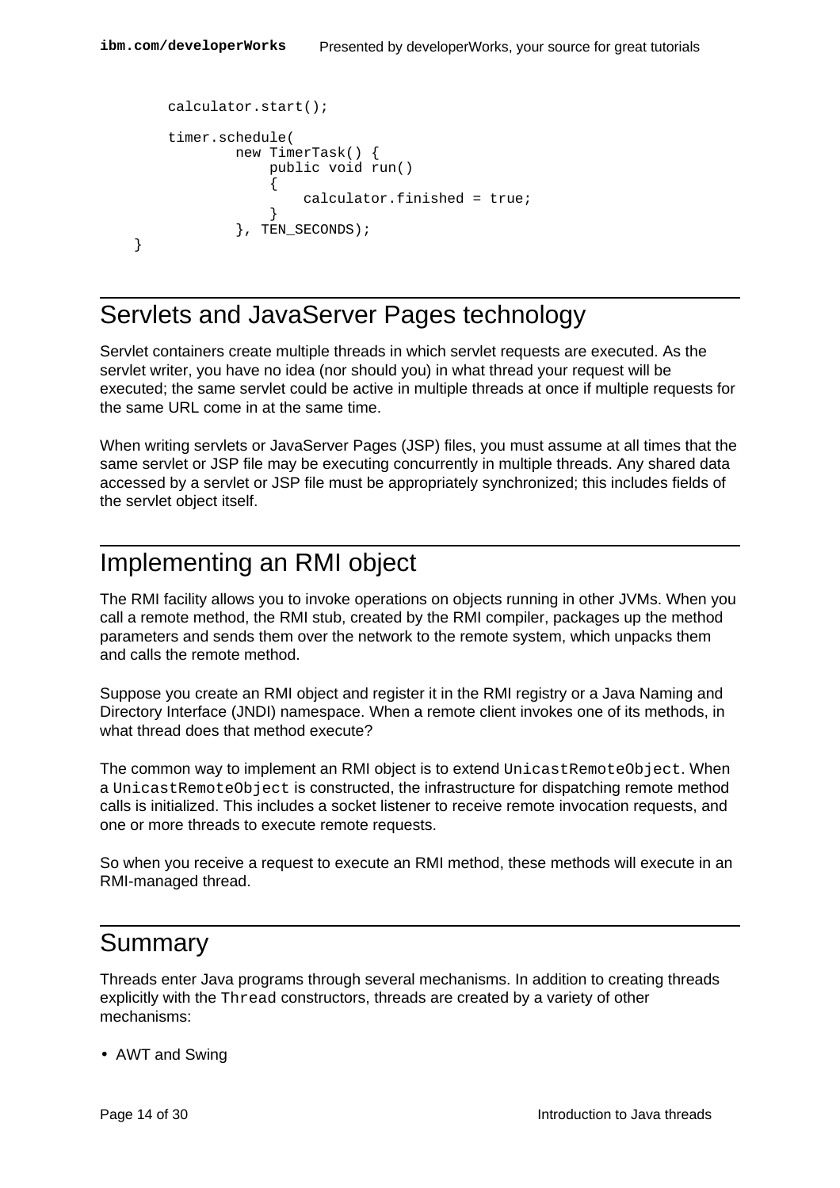```
        calculator.start();

        timer.schedule(
                new TimerTask() {
                    public void run()
                    {
                        calculator.finished = true;
                    }
                }, TEN_SECONDS);
    }
```

## Servlets and JavaServer Pages technology

Servlet containers create multiple threads in which servlet requests are executed. As the servlet writer, you have no idea (nor should you) in what thread your request will be executed; the same servlet could be active in multiple threads at once if multiple requests for the same URL come in at the same time.

When writing servlets or JavaServer Pages (JSP) files, you must assume at all times that the same servlet or JSP file may be executing concurrently in multiple threads. Any shared data accessed by a servlet or JSP file must be appropriately synchronized; this includes fields of the servlet object itself.

## Implementing an RMI object

The RMI facility allows you to invoke operations on objects running in other JVMs. When you call a remote method, the RMI stub, created by the RMI compiler, packages up the method parameters and sends them over the network to the remote system, which unpacks them and calls the remote method.

Suppose you create an RMI object and register it in the RMI registry or a Java Naming and Directory Interface (JNDI) namespace. When a remote client invokes one of its methods, in what thread does that method execute?

The common way to implement an RMI object is to extend `UnicastRemoteObject`. When a `UnicastRemoteObject` is constructed, the infrastructure for dispatching remote method calls is initialized. This includes a socket listener to receive remote invocation requests, and one or more threads to execute remote requests.

So when you receive a request to execute an RMI method, these methods will execute in an RMI-managed thread.

## Summary

Threads enter Java programs through several mechanisms. In addition to creating threads explicitly with the `Thread` constructors, threads are created by a variety of other mechanisms:

- AWT and Swing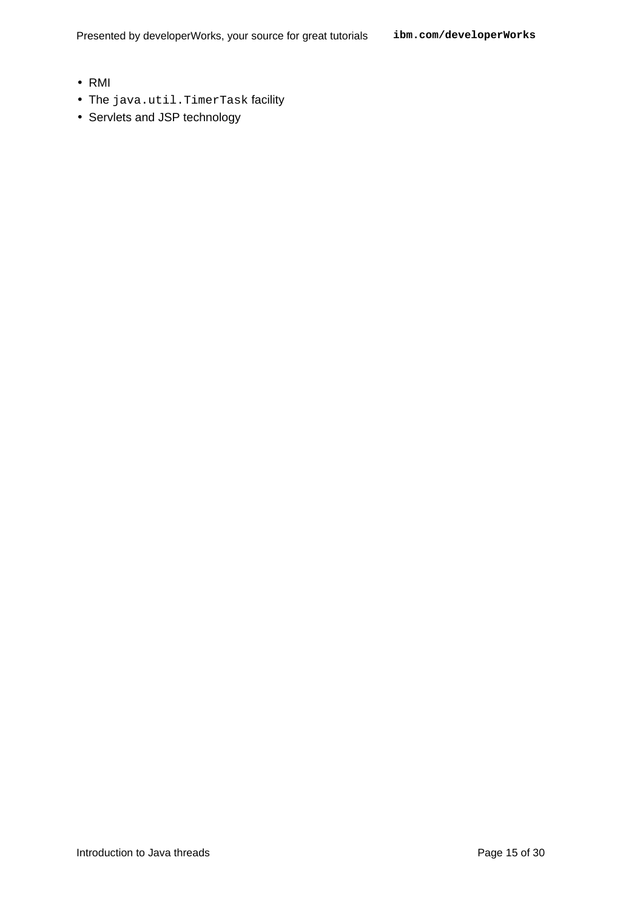- RMI
- The `java.util.TimerTask` facility
- Servlets and JSP technology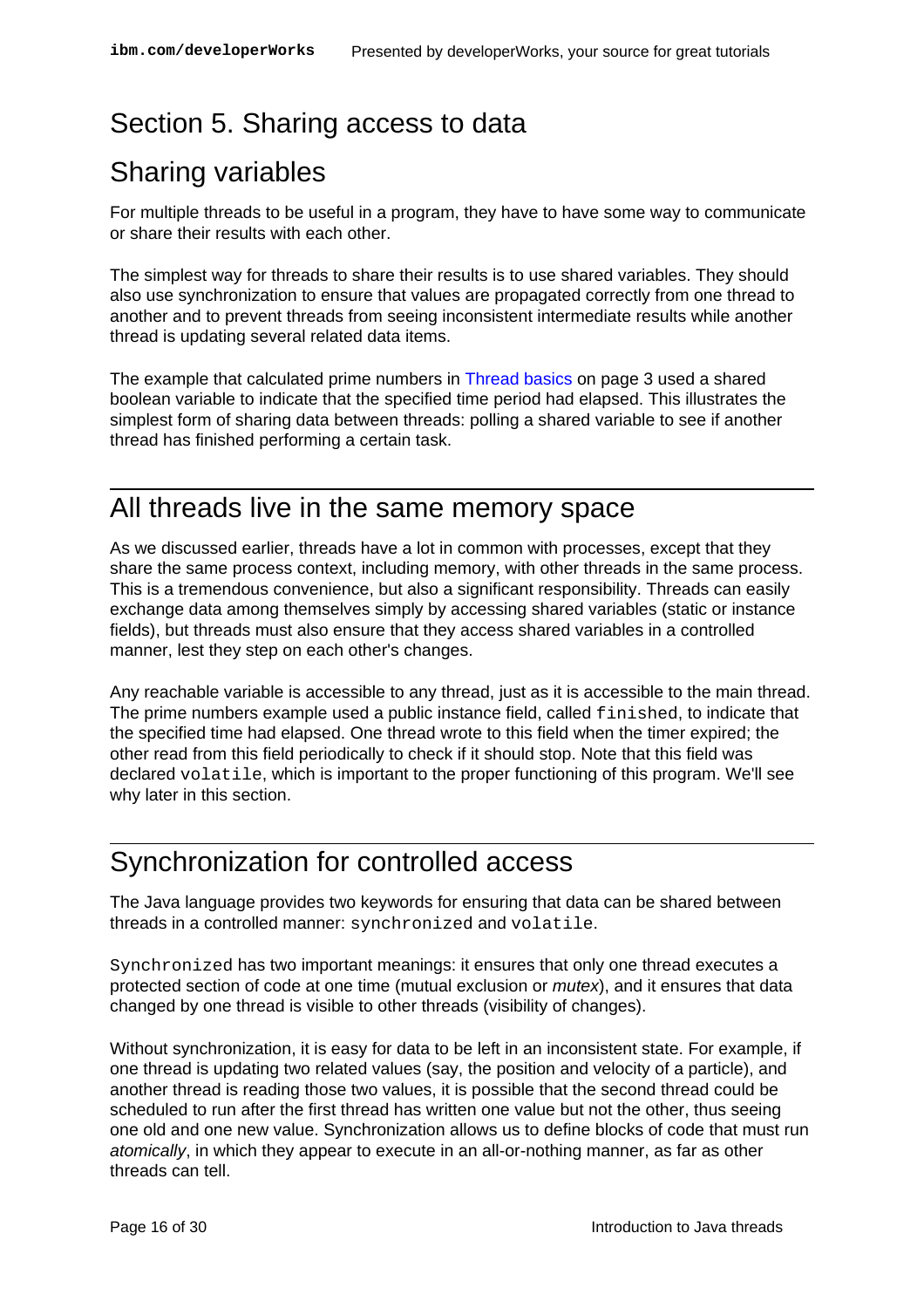# Section 5. Sharing access to data

## Sharing variables

For multiple threads to be useful in a program, they have to have some way to communicate or share their results with each other.

The simplest way for threads to share their results is to use shared variables. They should also use synchronization to ensure that values are propagated correctly from one thread to another and to prevent threads from seeing inconsistent intermediate results while another thread is updating several related data items.

The example that calculated prime numbers in Thread basics on page 3 used a shared boolean variable to indicate that the specified time period had elapsed. This illustrates the simplest form of sharing data between threads: polling a shared variable to see if another thread has finished performing a certain task.

## All threads live in the same memory space

As we discussed earlier, threads have a lot in common with processes, except that they share the same process context, including memory, with other threads in the same process. This is a tremendous convenience, but also a significant responsibility. Threads can easily exchange data among themselves simply by accessing shared variables (static or instance fields), but threads must also ensure that they access shared variables in a controlled manner, lest they step on each other's changes.

Any reachable variable is accessible to any thread, just as it is accessible to the main thread. The prime numbers example used a public instance field, called `finished`, to indicate that the specified time had elapsed. One thread wrote to this field when the timer expired; the other read from this field periodically to check if it should stop. Note that this field was declared `volatile`, which is important to the proper functioning of this program. We'll see why later in this section.

## Synchronization for controlled access

The Java language provides two keywords for ensuring that data can be shared between threads in a controlled manner: `synchronized` and `volatile`.

`Synchronized` has two important meanings: it ensures that only one thread executes a protected section of code at one time (mutual exclusion or *mutex*), and it ensures that data changed by one thread is visible to other threads (visibility of changes).

Without synchronization, it is easy for data to be left in an inconsistent state. For example, if one thread is updating two related values (say, the position and velocity of a particle), and another thread is reading those two values, it is possible that the second thread could be scheduled to run after the first thread has written one value but not the other, thus seeing one old and one new value. Synchronization allows us to define blocks of code that must run *atomically*, in which they appear to execute in an all-or-nothing manner, as far as other threads can tell.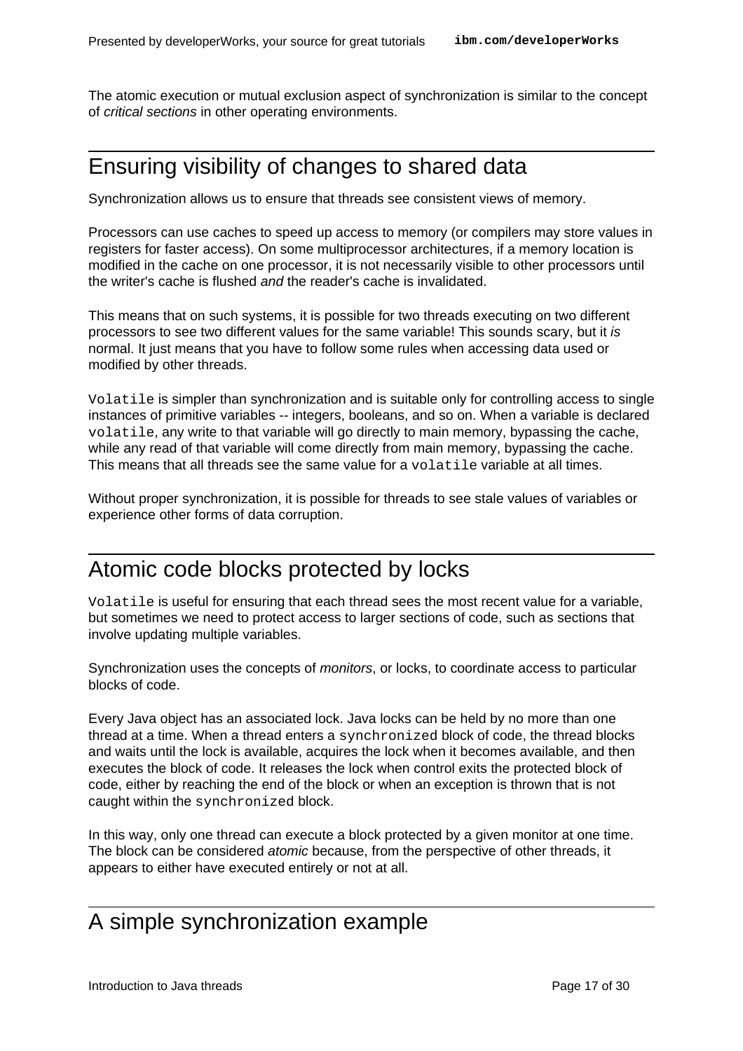The atomic execution or mutual exclusion aspect of synchronization is similar to the concept of *critical sections* in other operating environments.

## Ensuring visibility of changes to shared data

Synchronization allows us to ensure that threads see consistent views of memory.

Processors can use caches to speed up access to memory (or compilers may store values in registers for faster access). On some multiprocessor architectures, if a memory location is modified in the cache on one processor, it is not necessarily visible to other processors until the writer's cache is flushed *and* the reader's cache is invalidated.

This means that on such systems, it is possible for two threads executing on two different processors to see two different values for the same variable! This sounds scary, but it *is* normal. It just means that you have to follow some rules when accessing data used or modified by other threads.

`Volatile` is simpler than synchronization and is suitable only for controlling access to single instances of primitive variables -- integers, booleans, and so on. When a variable is declared `volatile`, any write to that variable will go directly to main memory, bypassing the cache, while any read of that variable will come directly from main memory, bypassing the cache. This means that all threads see the same value for a `volatile` variable at all times.

Without proper synchronization, it is possible for threads to see stale values of variables or experience other forms of data corruption.

## Atomic code blocks protected by locks

`Volatile` is useful for ensuring that each thread sees the most recent value for a variable, but sometimes we need to protect access to larger sections of code, such as sections that involve updating multiple variables.

Synchronization uses the concepts of *monitors*, or locks, to coordinate access to particular blocks of code.

Every Java object has an associated lock. Java locks can be held by no more than one thread at a time. When a thread enters a `synchronized` block of code, the thread blocks and waits until the lock is available, acquires the lock when it becomes available, and then executes the block of code. It releases the lock when control exits the protected block of code, either by reaching the end of the block or when an exception is thrown that is not caught within the `synchronized` block.

In this way, only one thread can execute a block protected by a given monitor at one time. The block can be considered *atomic* because, from the perspective of other threads, it appears to either have executed entirely or not at all.

## A simple synchronization example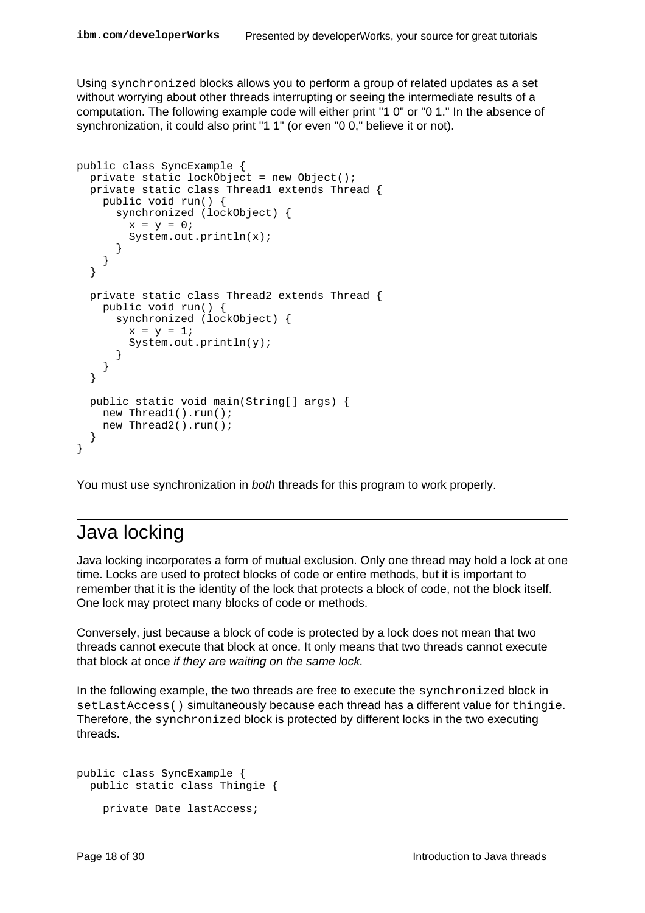Using `synchronized` blocks allows you to perform a group of related updates as a set without worrying about other threads interrupting or seeing the intermediate results of a computation. The following example code will either print "1 0" or "0 1." In the absence of synchronization, it could also print "1 1" (or even "0 0," believe it or not).

```
public class SyncExample {
  private static lockObject = new Object();
  private static class Thread1 extends Thread {
    public void run() {
      synchronized (lockObject) {
        x = y = 0;
        System.out.println(x);
      }
    }
  }

  private static class Thread2 extends Thread {
    public void run() {
      synchronized (lockObject) {
        x = y = 1;
        System.out.println(y);
      }
    }
  }

  public static void main(String[] args) {
    new Thread1().run();
    new Thread2().run();
  }
}
```

You must use synchronization in *both* threads for this program to work properly.

## Java locking

Java locking incorporates a form of mutual exclusion. Only one thread may hold a lock at one time. Locks are used to protect blocks of code or entire methods, but it is important to remember that it is the identity of the lock that protects a block of code, not the block itself. One lock may protect many blocks of code or methods.

Conversely, just because a block of code is protected by a lock does not mean that two threads cannot execute that block at once. It only means that two threads cannot execute that block at once *if they are waiting on the same lock.*

In the following example, the two threads are free to execute the `synchronized` block in `setLastAccess()` simultaneously because each thread has a different value for `thingie`. Therefore, the `synchronized` block is protected by different locks in the two executing threads.

```
public class SyncExample {
  public static class Thingie {

    private Date lastAccess;
```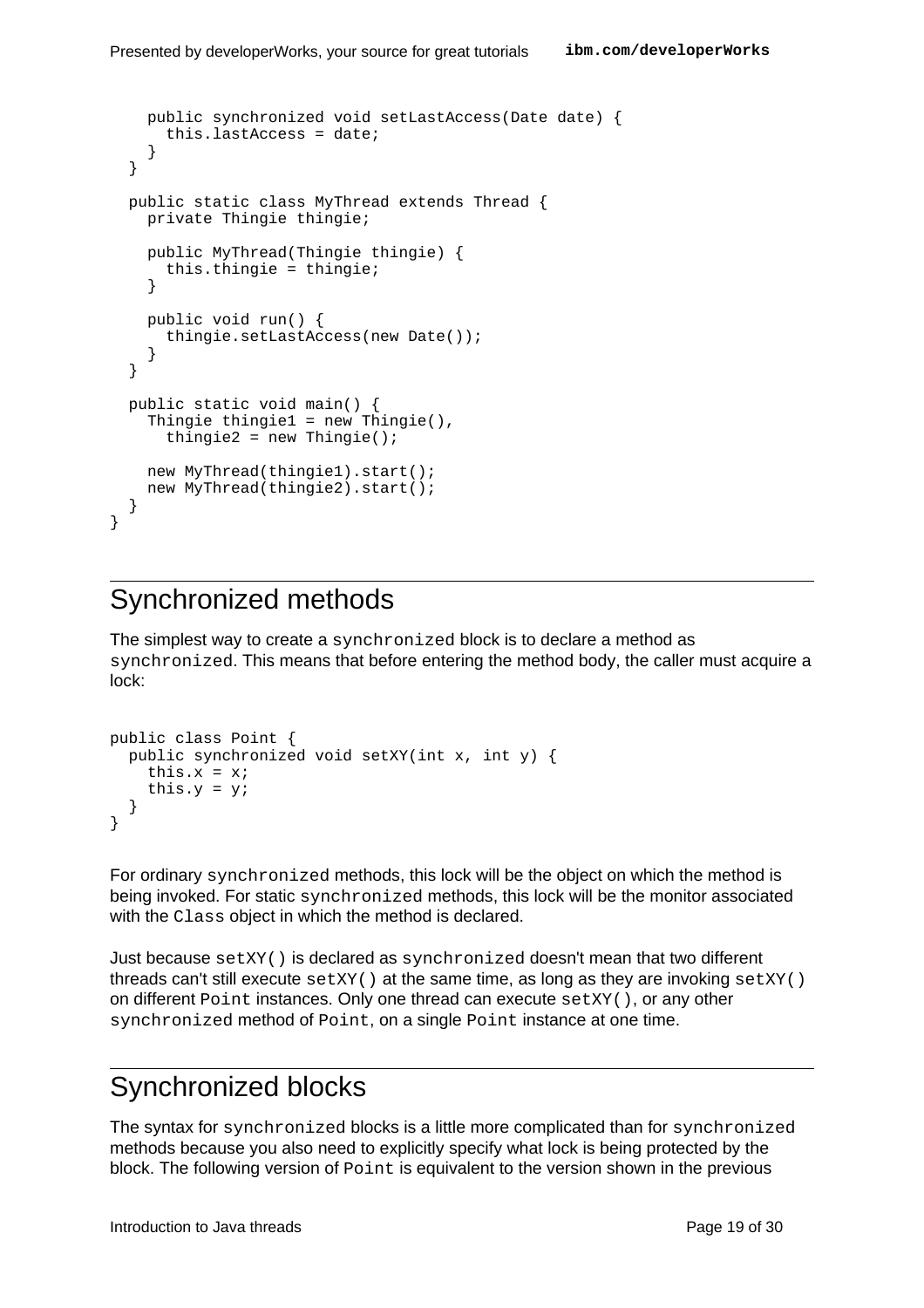```
    public synchronized void setLastAccess(Date date) {
      this.lastAccess = date;
    }
  }

  public static class MyThread extends Thread {
    private Thingie thingie;

    public MyThread(Thingie thingie) {
      this.thingie = thingie;
    }

    public void run() {
      thingie.setLastAccess(new Date());
    }
  }

  public static void main() {
    Thingie thingie1 = new Thingie(),
      thingie2 = new Thingie();

    new MyThread(thingie1).start();
    new MyThread(thingie2).start();
  }
}
```

## Synchronized methods

The simplest way to create a `synchronized` block is to declare a method as `synchronized`. This means that before entering the method body, the caller must acquire a lock:

```
public class Point {
  public synchronized void setXY(int x, int y) {
    this.x = x;
    this.y = y;
  }
}
```

For ordinary `synchronized` methods, this lock will be the object on which the method is being invoked. For static `synchronized` methods, this lock will be the monitor associated with the `Class` object in which the method is declared.

Just because `setXY()` is declared as `synchronized` doesn't mean that two different threads can't still execute `setXY()` at the same time, as long as they are invoking `setXY()` on different `Point` instances. Only one thread can execute `setXY()`, or any other `synchronized` method of `Point`, on a single `Point` instance at one time.

## Synchronized blocks

The syntax for `synchronized` blocks is a little more complicated than for `synchronized` methods because you also need to explicitly specify what lock is being protected by the block. The following version of `Point` is equivalent to the version shown in the previous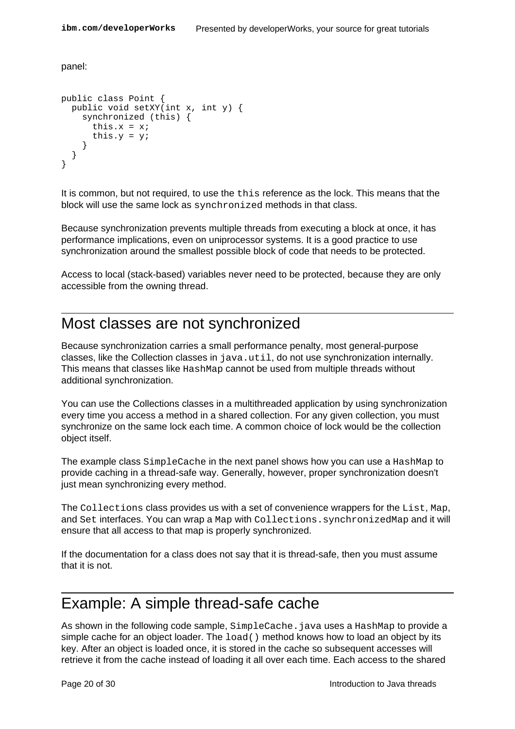panel:

```
public class Point {
  public void setXY(int x, int y) {
    synchronized (this) {
      this.x = x;
      this.y = y;
    }
  }
}
```

It is common, but not required, to use the `this` reference as the lock. This means that the block will use the same lock as `synchronized` methods in that class.

Because synchronization prevents multiple threads from executing a block at once, it has performance implications, even on uniprocessor systems. It is a good practice to use synchronization around the smallest possible block of code that needs to be protected.

Access to local (stack-based) variables never need to be protected, because they are only accessible from the owning thread.

## Most classes are not synchronized

Because synchronization carries a small performance penalty, most general-purpose classes, like the Collection classes in `java.util`, do not use synchronization internally. This means that classes like `HashMap` cannot be used from multiple threads without additional synchronization.

You can use the Collections classes in a multithreaded application by using synchronization every time you access a method in a shared collection. For any given collection, you must synchronize on the same lock each time. A common choice of lock would be the collection object itself.

The example class `SimpleCache` in the next panel shows how you can use a `HashMap` to provide caching in a thread-safe way. Generally, however, proper synchronization doesn't just mean synchronizing every method.

The `Collections` class provides us with a set of convenience wrappers for the `List`, `Map`, and `Set` interfaces. You can wrap a `Map` with `Collections.synchronizedMap` and it will ensure that all access to that map is properly synchronized.

If the documentation for a class does not say that it is thread-safe, then you must assume that it is not.

## Example: A simple thread-safe cache

As shown in the following code sample, `SimpleCache.java` uses a `HashMap` to provide a simple cache for an object loader. The `load()` method knows how to load an object by its key. After an object is loaded once, it is stored in the cache so subsequent accesses will retrieve it from the cache instead of loading it all over each time. Each access to the shared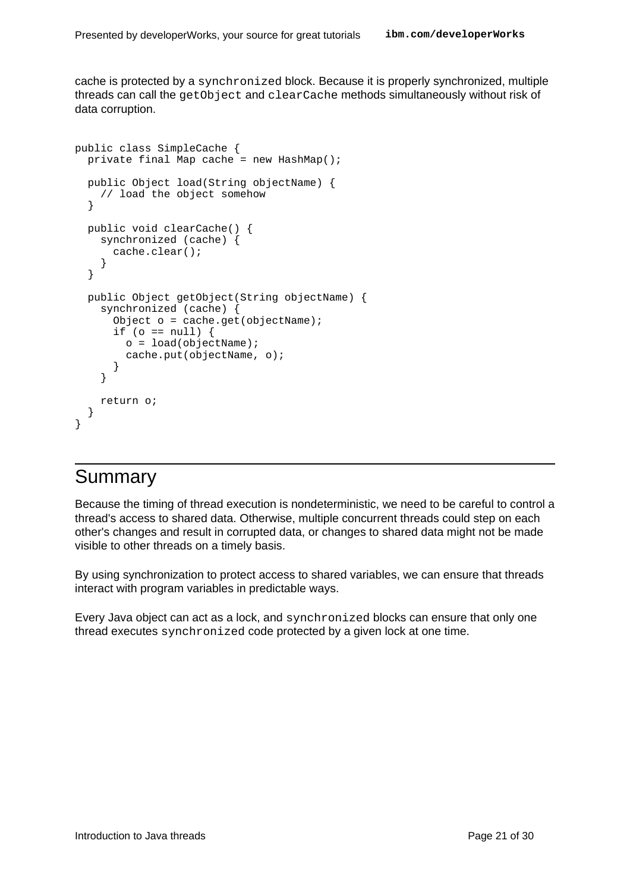cache is protected by a `synchronized` block. Because it is properly synchronized, multiple threads can call the `getObject` and `clearCache` methods simultaneously without risk of data corruption.

```
public class SimpleCache {
  private final Map cache = new HashMap();

  public Object load(String objectName) {
    // load the object somehow
  }

  public void clearCache() {
    synchronized (cache) {
      cache.clear();
    }
  }

  public Object getObject(String objectName) {
    synchronized (cache) {
      Object o = cache.get(objectName);
      if (o == null) {
        o = load(objectName);
        cache.put(objectName, o);
      }
    }

    return o;
  }
}
```

## Summary

Because the timing of thread execution is nondeterministic, we need to be careful to control a thread's access to shared data. Otherwise, multiple concurrent threads could step on each other's changes and result in corrupted data, or changes to shared data might not be made visible to other threads on a timely basis.

By using synchronization to protect access to shared variables, we can ensure that threads interact with program variables in predictable ways.

Every Java object can act as a lock, and `synchronized` blocks can ensure that only one thread executes `synchronized` code protected by a given lock at one time.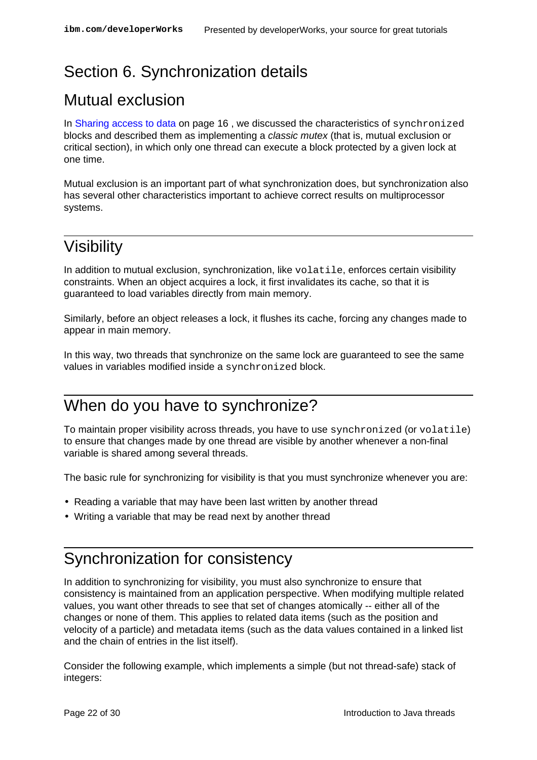# Section 6. Synchronization details

## Mutual exclusion

In Sharing access to data on page 16 , we discussed the characteristics of `synchronized` blocks and described them as implementing a *classic mutex* (that is, mutual exclusion or critical section), in which only one thread can execute a block protected by a given lock at one time.

Mutual exclusion is an important part of what synchronization does, but synchronization also has several other characteristics important to achieve correct results on multiprocessor systems.

## Visibility

In addition to mutual exclusion, synchronization, like `volatile`, enforces certain visibility constraints. When an object acquires a lock, it first invalidates its cache, so that it is guaranteed to load variables directly from main memory.

Similarly, before an object releases a lock, it flushes its cache, forcing any changes made to appear in main memory.

In this way, two threads that synchronize on the same lock are guaranteed to see the same values in variables modified inside a `synchronized` block.

## When do you have to synchronize?

To maintain proper visibility across threads, you have to use `synchronized` (or `volatile`) to ensure that changes made by one thread are visible by another whenever a non-final variable is shared among several threads.

The basic rule for synchronizing for visibility is that you must synchronize whenever you are:

- Reading a variable that may have been last written by another thread
- Writing a variable that may be read next by another thread

## Synchronization for consistency

In addition to synchronizing for visibility, you must also synchronize to ensure that consistency is maintained from an application perspective. When modifying multiple related values, you want other threads to see that set of changes atomically -- either all of the changes or none of them. This applies to related data items (such as the position and velocity of a particle) and metadata items (such as the data values contained in a linked list and the chain of entries in the list itself).

Consider the following example, which implements a simple (but not thread-safe) stack of integers: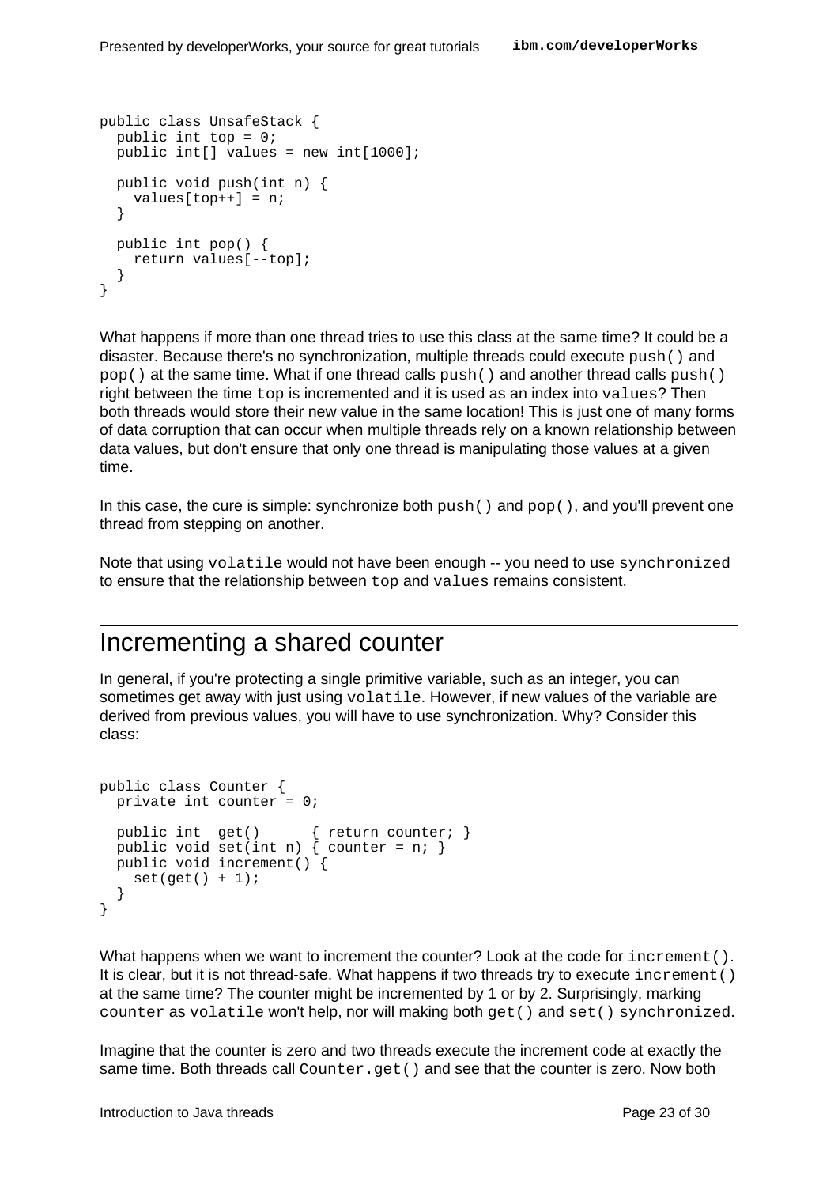```
public class UnsafeStack {
  public int top = 0;
  public int[] values = new int[1000];

  public void push(int n) {
    values[top++] = n;
  }

  public int pop() {
    return values[--top];
  }
}
```

What happens if more than one thread tries to use this class at the same time? It could be a disaster. Because there's no synchronization, multiple threads could execute `push()` and `pop()` at the same time. What if one thread calls `push()` and another thread calls `push()` right between the time `top` is incremented and it is used as an index into `values`? Then both threads would store their new value in the same location! This is just one of many forms of data corruption that can occur when multiple threads rely on a known relationship between data values, but don't ensure that only one thread is manipulating those values at a given time.

In this case, the cure is simple: synchronize both `push()` and `pop()`, and you'll prevent one thread from stepping on another.

Note that using `volatile` would not have been enough -- you need to use `synchronized` to ensure that the relationship between `top` and `values` remains consistent.

## Incrementing a shared counter

In general, if you're protecting a single primitive variable, such as an integer, you can sometimes get away with just using `volatile`. However, if new values of the variable are derived from previous values, you will have to use synchronization. Why? Consider this class:

```
public class Counter {
  private int counter = 0;

  public int  get()      { return counter; }
  public void set(int n) { counter = n; }
  public void increment() {
    set(get() + 1);
  }
}
```

What happens when we want to increment the counter? Look at the code for `increment()`. It is clear, but it is not thread-safe. What happens if two threads try to execute `increment()` at the same time? The counter might be incremented by 1 or by 2. Surprisingly, marking `counter` as `volatile` won't help, nor will making both `get()` and `set()` `synchronized`.

Imagine that the counter is zero and two threads execute the increment code at exactly the same time. Both threads call `Counter.get()` and see that the counter is zero. Now both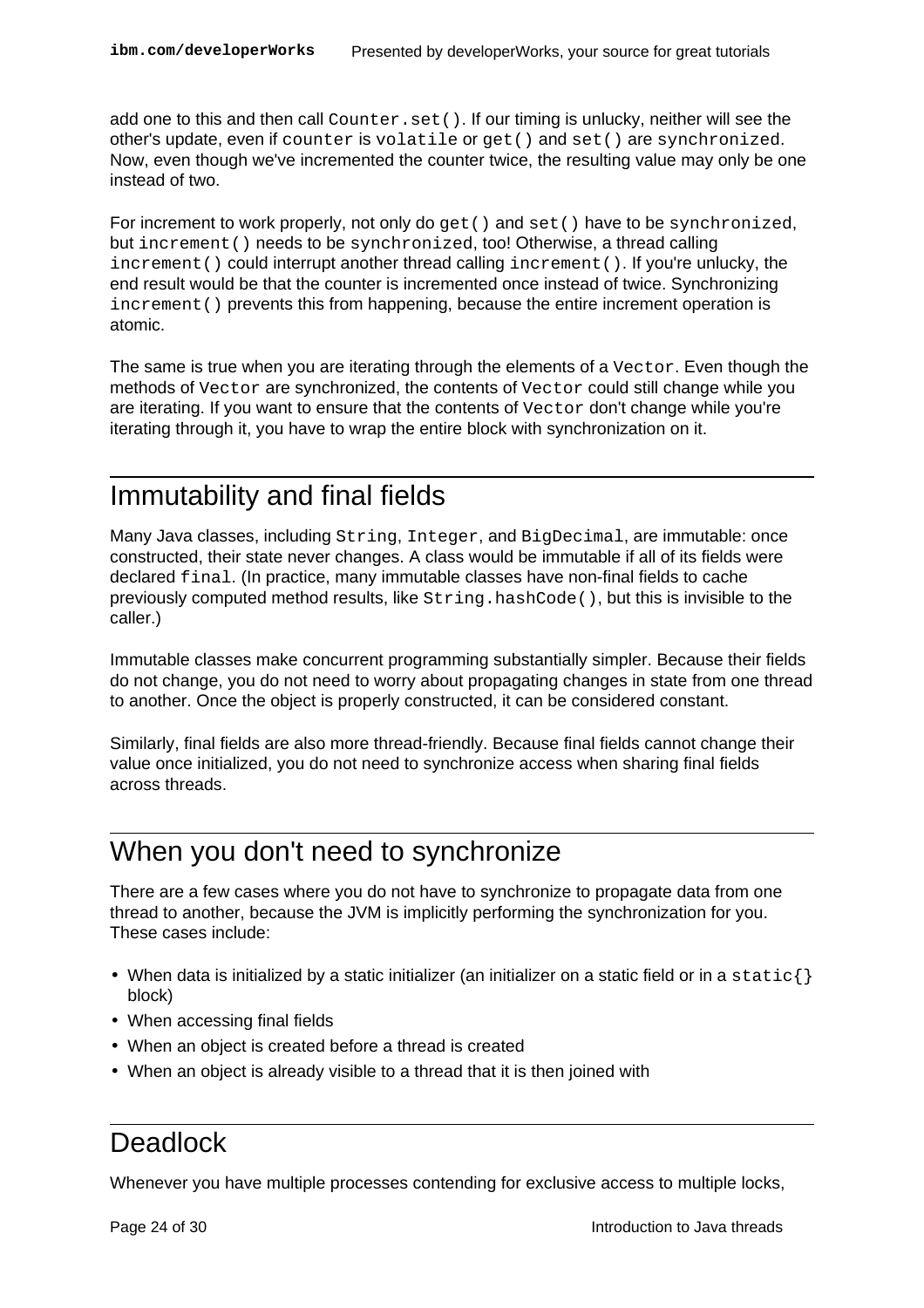add one to this and then call `Counter.set()`. If our timing is unlucky, neither will see the other's update, even if `counter` is `volatile` or `get()` and `set()` are `synchronized`. Now, even though we've incremented the counter twice, the resulting value may only be one instead of two.

For increment to work properly, not only do `get()` and `set()` have to be `synchronized`, but `increment()` needs to be `synchronized`, too! Otherwise, a thread calling `increment()` could interrupt another thread calling `increment()`. If you're unlucky, the end result would be that the counter is incremented once instead of twice. Synchronizing `increment()` prevents this from happening, because the entire increment operation is atomic.

The same is true when you are iterating through the elements of a `Vector`. Even though the methods of `Vector` are synchronized, the contents of `Vector` could still change while you are iterating. If you want to ensure that the contents of `Vector` don't change while you're iterating through it, you have to wrap the entire block with synchronization on it.

## Immutability and final fields

Many Java classes, including `String`, `Integer`, and `BigDecimal`, are immutable: once constructed, their state never changes. A class would be immutable if all of its fields were declared `final`. (In practice, many immutable classes have non-final fields to cache previously computed method results, like `String.hashCode()`, but this is invisible to the caller.)

Immutable classes make concurrent programming substantially simpler. Because their fields do not change, you do not need to worry about propagating changes in state from one thread to another. Once the object is properly constructed, it can be considered constant.

Similarly, final fields are also more thread-friendly. Because final fields cannot change their value once initialized, you do not need to synchronize access when sharing final fields across threads.

## When you don't need to synchronize

There are a few cases where you do not have to synchronize to propagate data from one thread to another, because the JVM is implicitly performing the synchronization for you. These cases include:

- When data is initialized by a static initializer (an initializer on a static field or in a `static{}` block)
- When accessing final fields
- When an object is created before a thread is created
- When an object is already visible to a thread that it is then joined with

## Deadlock

Whenever you have multiple processes contending for exclusive access to multiple locks,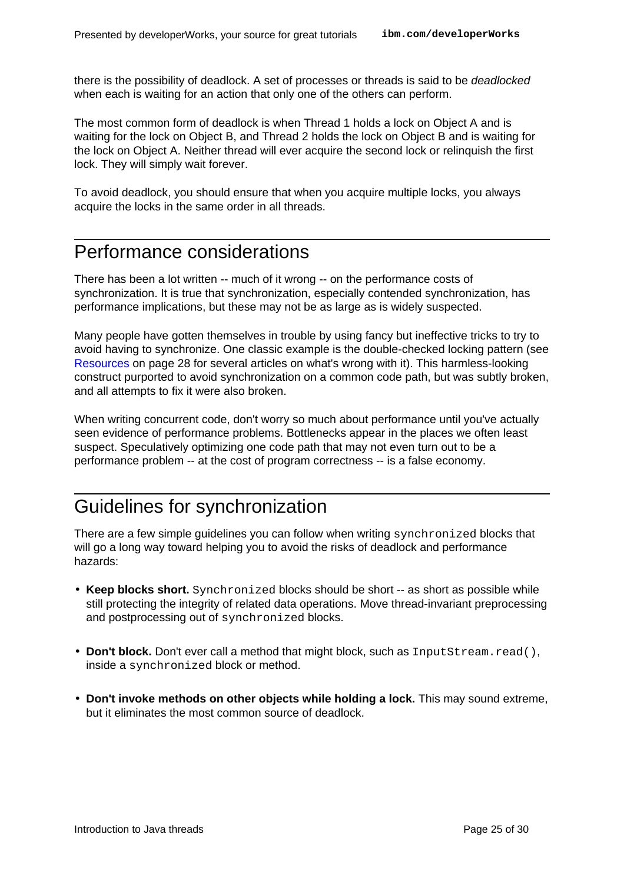there is the possibility of deadlock. A set of processes or threads is said to be *deadlocked* when each is waiting for an action that only one of the others can perform.

The most common form of deadlock is when Thread 1 holds a lock on Object A and is waiting for the lock on Object B, and Thread 2 holds the lock on Object B and is waiting for the lock on Object A. Neither thread will ever acquire the second lock or relinquish the first lock. They will simply wait forever.

To avoid deadlock, you should ensure that when you acquire multiple locks, you always acquire the locks in the same order in all threads.

## Performance considerations

There has been a lot written -- much of it wrong -- on the performance costs of synchronization. It is true that synchronization, especially contended synchronization, has performance implications, but these may not be as large as is widely suspected.

Many people have gotten themselves in trouble by using fancy but ineffective tricks to try to avoid having to synchronize. One classic example is the double-checked locking pattern (see Resources on page 28 for several articles on what's wrong with it). This harmless-looking construct purported to avoid synchronization on a common code path, but was subtly broken, and all attempts to fix it were also broken.

When writing concurrent code, don't worry so much about performance until you've actually seen evidence of performance problems. Bottlenecks appear in the places we often least suspect. Speculatively optimizing one code path that may not even turn out to be a performance problem -- at the cost of program correctness -- is a false economy.

## Guidelines for synchronization

There are a few simple guidelines you can follow when writing `synchronized` blocks that will go a long way toward helping you to avoid the risks of deadlock and performance hazards:

- **Keep blocks short.** `Synchronized` blocks should be short -- as short as possible while still protecting the integrity of related data operations. Move thread-invariant preprocessing and postprocessing out of `synchronized` blocks.
- **Don't block.** Don't ever call a method that might block, such as `InputStream.read()`, inside a `synchronized` block or method.
- **Don't invoke methods on other objects while holding a lock.** This may sound extreme, but it eliminates the most common source of deadlock.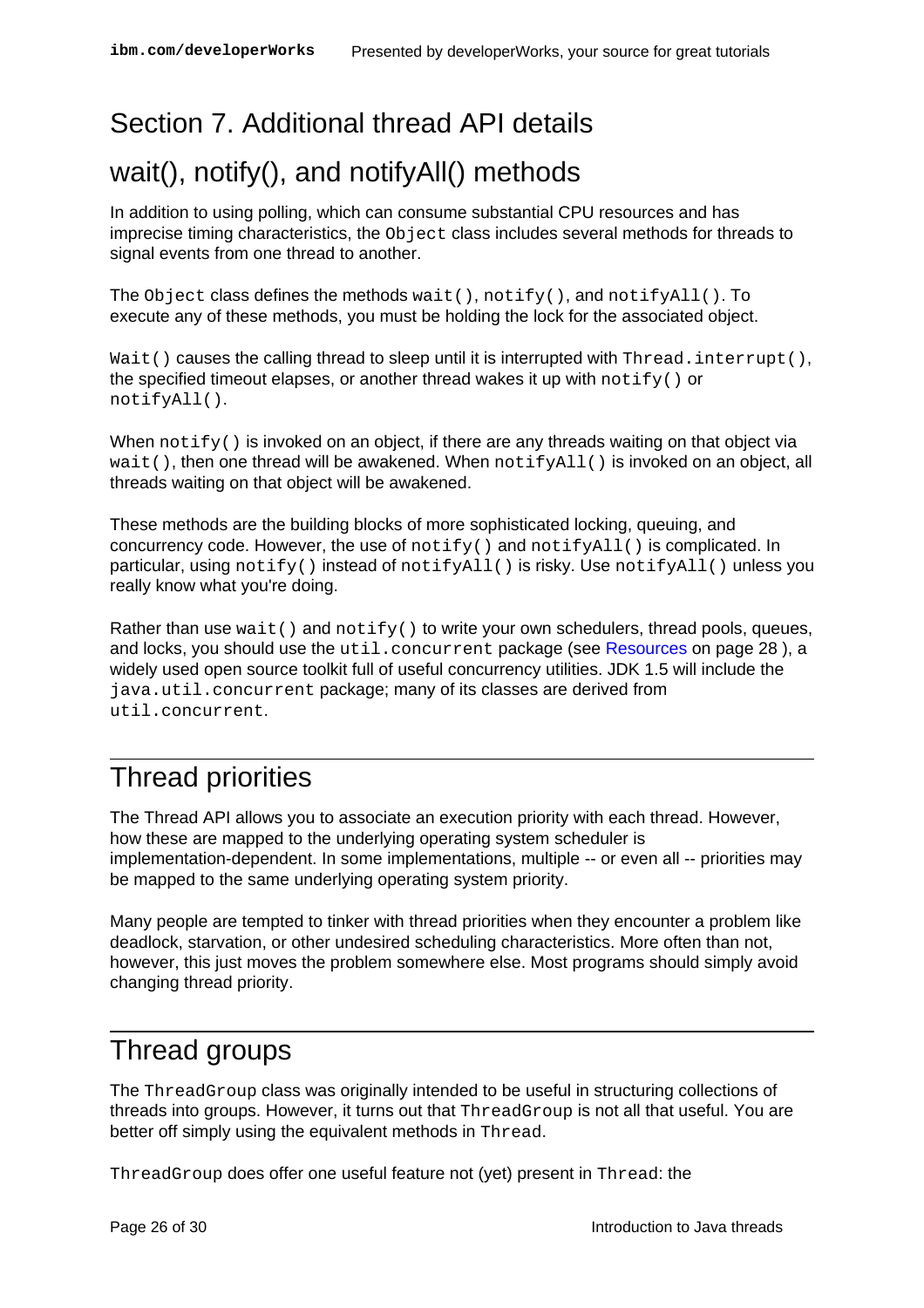# Section 7. Additional thread API details

## wait(), notify(), and notifyAll() methods

In addition to using polling, which can consume substantial CPU resources and has imprecise timing characteristics, the `Object` class includes several methods for threads to signal events from one thread to another.

The `Object` class defines the methods `wait()`, `notify()`, and `notifyAll()`. To execute any of these methods, you must be holding the lock for the associated object.

`Wait()` causes the calling thread to sleep until it is interrupted with `Thread.interrupt()`, the specified timeout elapses, or another thread wakes it up with `notify()` or `notifyAll()`.

When `notify()` is invoked on an object, if there are any threads waiting on that object via `wait()`, then one thread will be awakened. When `notifyAll()` is invoked on an object, all threads waiting on that object will be awakened.

These methods are the building blocks of more sophisticated locking, queuing, and concurrency code. However, the use of `notify()` and `notifyAll()` is complicated. In particular, using `notify()` instead of `notifyAll()` is risky. Use `notifyAll()` unless you really know what you're doing.

Rather than use `wait()` and `notify()` to write your own schedulers, thread pools, queues, and locks, you should use the `util.concurrent` package (see Resources on page 28 ), a widely used open source toolkit full of useful concurrency utilities. JDK 1.5 will include the `java.util.concurrent` package; many of its classes are derived from `util.concurrent`.

## Thread priorities

The Thread API allows you to associate an execution priority with each thread. However, how these are mapped to the underlying operating system scheduler is implementation-dependent. In some implementations, multiple -- or even all -- priorities may be mapped to the same underlying operating system priority.

Many people are tempted to tinker with thread priorities when they encounter a problem like deadlock, starvation, or other undesired scheduling characteristics. More often than not, however, this just moves the problem somewhere else. Most programs should simply avoid changing thread priority.

## Thread groups

The `ThreadGroup` class was originally intended to be useful in structuring collections of threads into groups. However, it turns out that `ThreadGroup` is not all that useful. You are better off simply using the equivalent methods in `Thread`.

`ThreadGroup` does offer one useful feature not (yet) present in `Thread`: the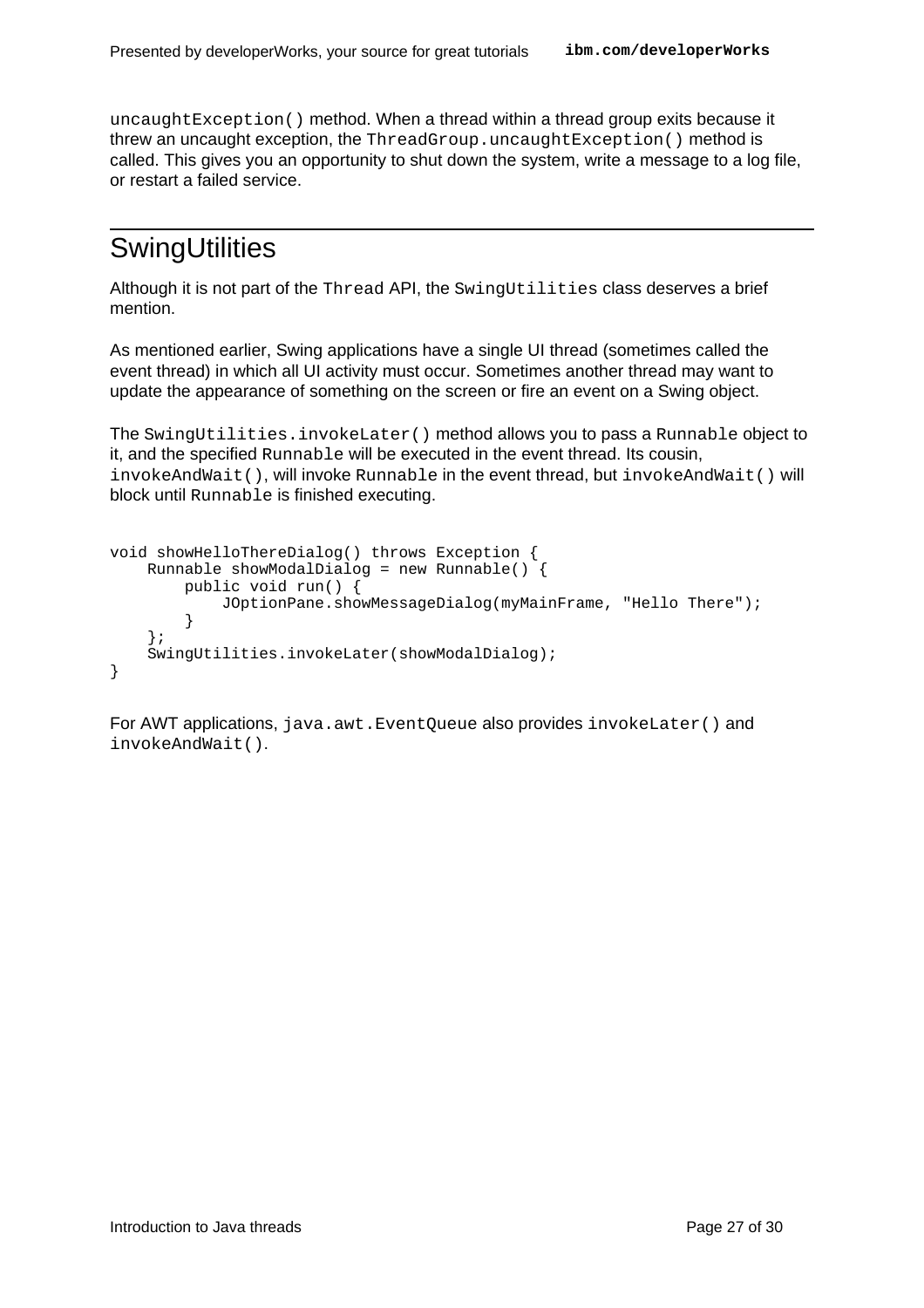`uncaughtException()` method. When a thread within a thread group exits because it threw an uncaught exception, the `ThreadGroup.uncaughtException()` method is called. This gives you an opportunity to shut down the system, write a message to a log file, or restart a failed service.

## SwingUtilities

Although it is not part of the `Thread` API, the `SwingUtilities` class deserves a brief mention.

As mentioned earlier, Swing applications have a single UI thread (sometimes called the event thread) in which all UI activity must occur. Sometimes another thread may want to update the appearance of something on the screen or fire an event on a Swing object.

The `SwingUtilities.invokeLater()` method allows you to pass a `Runnable` object to it, and the specified `Runnable` will be executed in the event thread. Its cousin, `invokeAndWait()`, will invoke `Runnable` in the event thread, but `invokeAndWait()` will block until `Runnable` is finished executing.

```
void showHelloThereDialog() throws Exception {
    Runnable showModalDialog = new Runnable() {
        public void run() {
            JOptionPane.showMessageDialog(myMainFrame, "Hello There");
        }
    };
    SwingUtilities.invokeLater(showModalDialog);
}
```

For AWT applications, `java.awt.EventQueue` also provides `invokeLater()` and `invokeAndWait()`.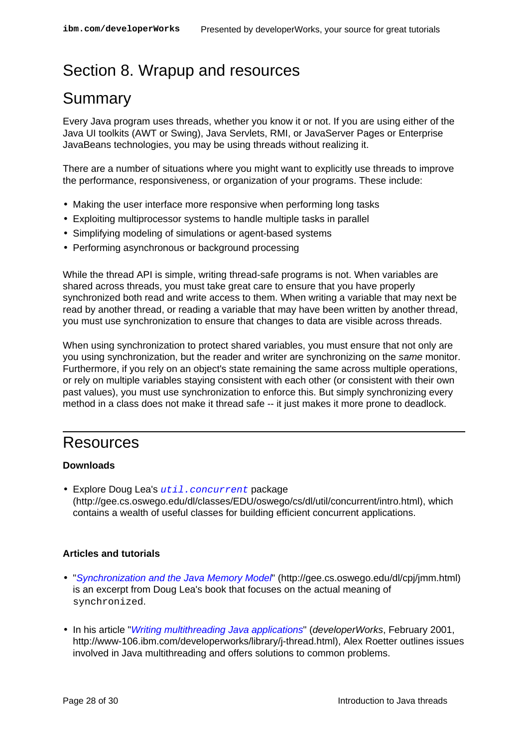# Section 8. Wrapup and resources

## Summary

Every Java program uses threads, whether you know it or not. If you are using either of the Java UI toolkits (AWT or Swing), Java Servlets, RMI, or JavaServer Pages or Enterprise JavaBeans technologies, you may be using threads without realizing it.

There are a number of situations where you might want to explicitly use threads to improve the performance, responsiveness, or organization of your programs. These include:

- Making the user interface more responsive when performing long tasks
- Exploiting multiprocessor systems to handle multiple tasks in parallel
- Simplifying modeling of simulations or agent-based systems
- Performing asynchronous or background processing

While the thread API is simple, writing thread-safe programs is not. When variables are shared across threads, you must take great care to ensure that you have properly synchronized both read and write access to them. When writing a variable that may next be read by another thread, or reading a variable that may have been written by another thread, you must use synchronization to ensure that changes to data are visible across threads.

When using synchronization to protect shared variables, you must ensure that not only are you using synchronization, but the reader and writer are synchronizing on the *same* monitor. Furthermore, if you rely on an object's state remaining the same across multiple operations, or rely on multiple variables staying consistent with each other (or consistent with their own past values), you must use synchronization to enforce this. But simply synchronizing every method in a class does not make it thread safe -- it just makes it more prone to deadlock.

## Resources

**Downloads**

- Explore Doug Lea's *`util.concurrent`* package (http://gee.cs.oswego.edu/dl/classes/EDU/oswego/cs/dl/util/concurrent/intro.html), which contains a wealth of useful classes for building efficient concurrent applications.

**Articles and tutorials**

- "*Synchronization and the Java Memory Model*" (http://gee.cs.oswego.edu/dl/cpj/jmm.html) is an excerpt from Doug Lea's book that focuses on the actual meaning of `synchronized`.
- In his article "*Writing multithreading Java applications*" (*developerWorks*, February 2001, http://www-106.ibm.com/developerworks/library/j-thread.html), Alex Roetter outlines issues involved in Java multithreading and offers solutions to common problems.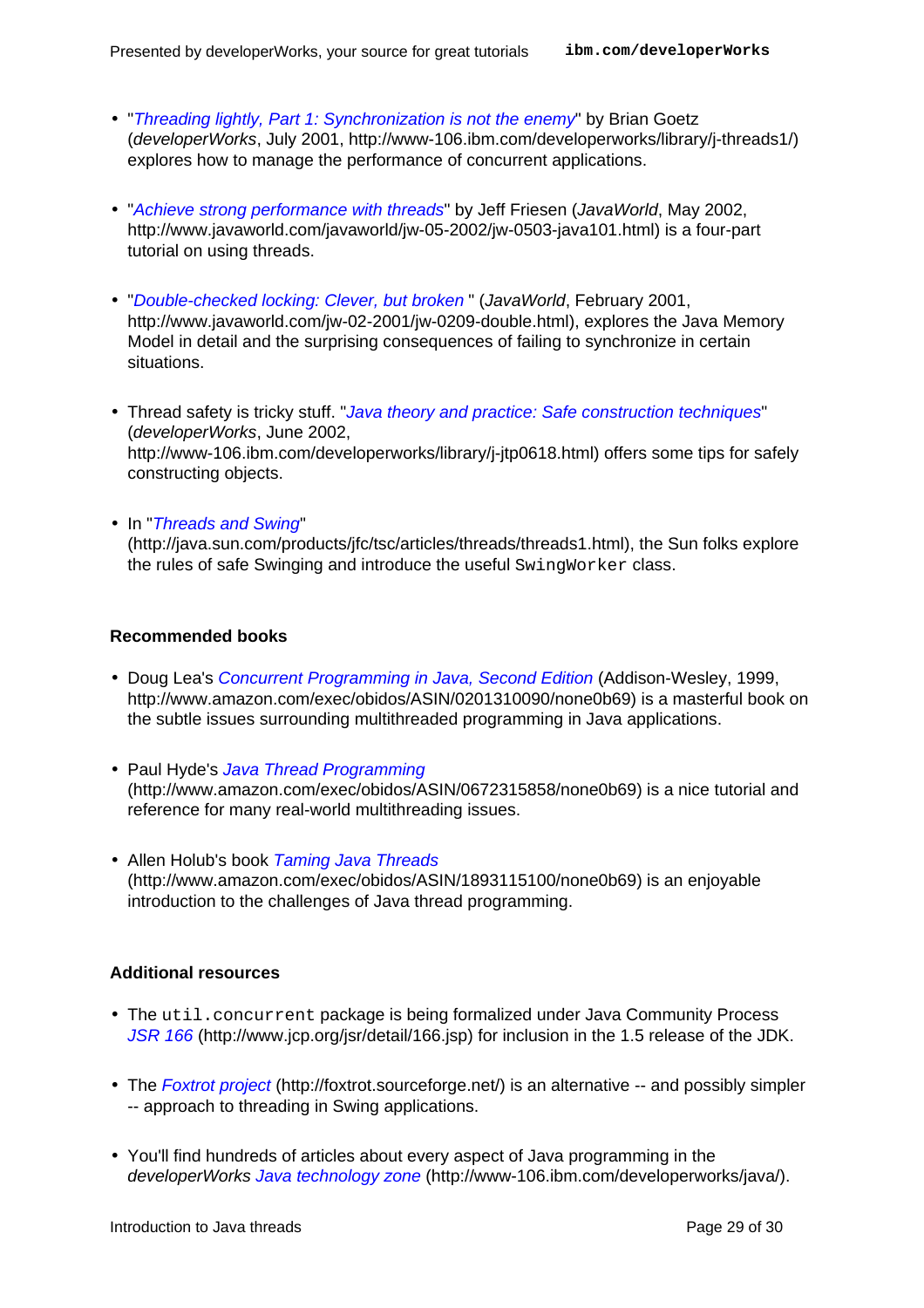- "*Threading lightly, Part 1: Synchronization is not the enemy*" by Brian Goetz (*developerWorks*, July 2001, http://www-106.ibm.com/developerworks/library/j-threads1/) explores how to manage the performance of concurrent applications.

- "*Achieve strong performance with threads*" by Jeff Friesen (*JavaWorld*, May 2002, http://www.javaworld.com/javaworld/jw-05-2002/jw-0503-java101.html) is a four-part tutorial on using threads.

- "*Double-checked locking: Clever, but broken* " (*JavaWorld*, February 2001, http://www.javaworld.com/jw-02-2001/jw-0209-double.html), explores the Java Memory Model in detail and the surprising consequences of failing to synchronize in certain situations.

- Thread safety is tricky stuff. "*Java theory and practice: Safe construction techniques*" (*developerWorks*, June 2002, http://www-106.ibm.com/developerworks/library/j-jtp0618.html) offers some tips for safely constructing objects.

- In "*Threads and Swing*" (http://java.sun.com/products/jfc/tsc/articles/threads/threads1.html), the Sun folks explore the rules of safe Swinging and introduce the useful `SwingWorker` class.

### Recommended books

- Doug Lea's *Concurrent Programming in Java, Second Edition* (Addison-Wesley, 1999, http://www.amazon.com/exec/obidos/ASIN/0201310090/none0b69) is a masterful book on the subtle issues surrounding multithreaded programming in Java applications.

- Paul Hyde's *Java Thread Programming* (http://www.amazon.com/exec/obidos/ASIN/0672315858/none0b69) is a nice tutorial and reference for many real-world multithreading issues.

- Allen Holub's book *Taming Java Threads* (http://www.amazon.com/exec/obidos/ASIN/1893115100/none0b69) is an enjoyable introduction to the challenges of Java thread programming.

### Additional resources

- The `util.concurrent` package is being formalized under Java Community Process *JSR 166* (http://www.jcp.org/jsr/detail/166.jsp) for inclusion in the 1.5 release of the JDK.

- The *Foxtrot project* (http://foxtrot.sourceforge.net/) is an alternative -- and possibly simpler -- approach to threading in Swing applications.

- You'll find hundreds of articles about every aspect of Java programming in the *developerWorks Java technology zone* (http://www-106.ibm.com/developerworks/java/).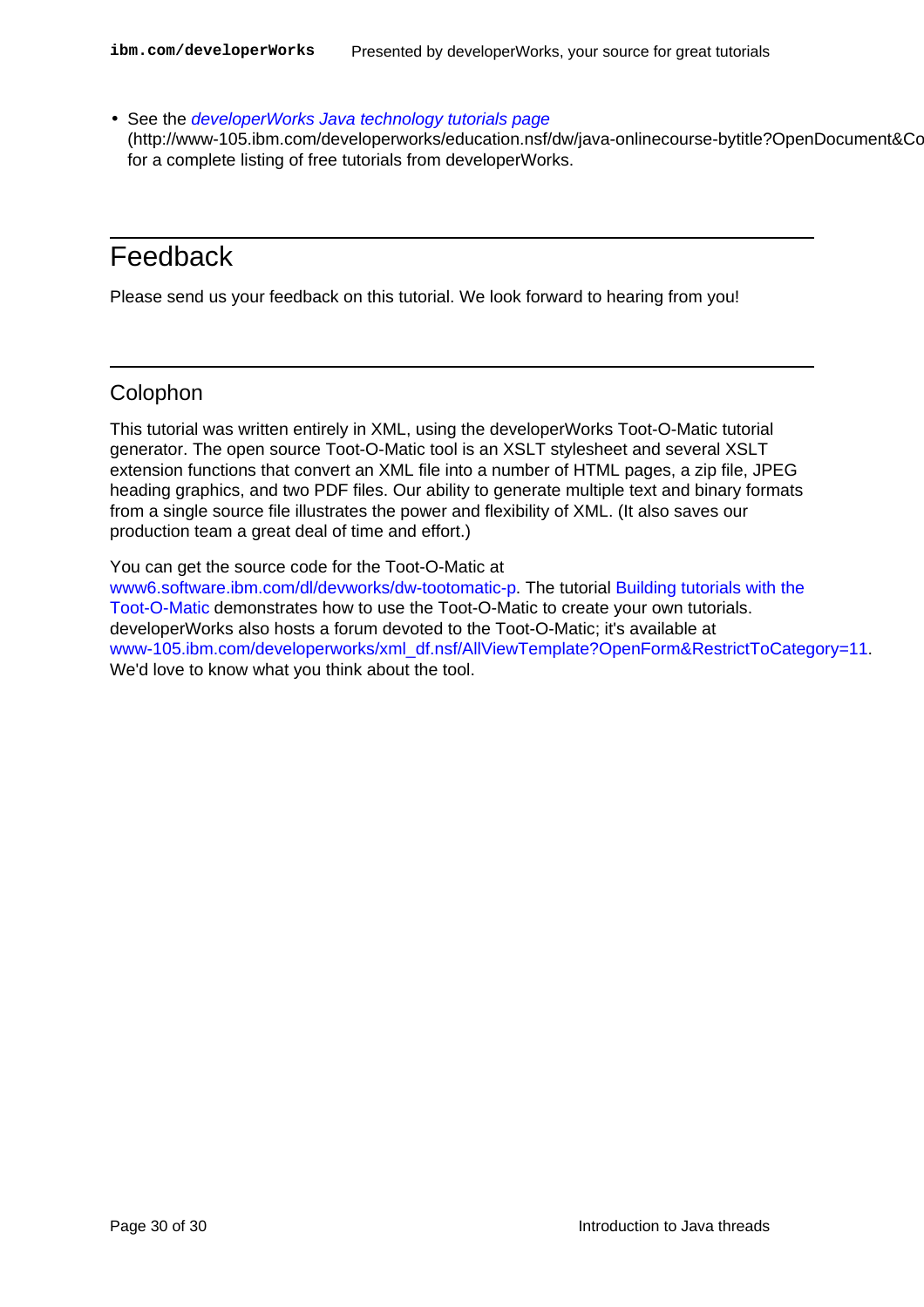* See the *developerWorks Java technology tutorials page* (http://www-105.ibm.com/developerworks/education.nsf/dw/java-onlinecourse-bytitle?OpenDocument&Co for a complete listing of free tutorials from developerWorks.

## Feedback

Please send us your feedback on this tutorial. We look forward to hearing from you!

### Colophon

This tutorial was written entirely in XML, using the developerWorks Toot-O-Matic tutorial generator. The open source Toot-O-Matic tool is an XSLT stylesheet and several XSLT extension functions that convert an XML file into a number of HTML pages, a zip file, JPEG heading graphics, and two PDF files. Our ability to generate multiple text and binary formats from a single source file illustrates the power and flexibility of XML. (It also saves our production team a great deal of time and effort.)

You can get the source code for the Toot-O-Matic at www6.software.ibm.com/dl/devworks/dw-tootomatic-p. The tutorial Building tutorials with the Toot-O-Matic demonstrates how to use the Toot-O-Matic to create your own tutorials. developerWorks also hosts a forum devoted to the Toot-O-Matic; it's available at www-105.ibm.com/developerworks/xml_df.nsf/AllViewTemplate?OpenForm&RestrictToCategory=11. We'd love to know what you think about the tool.